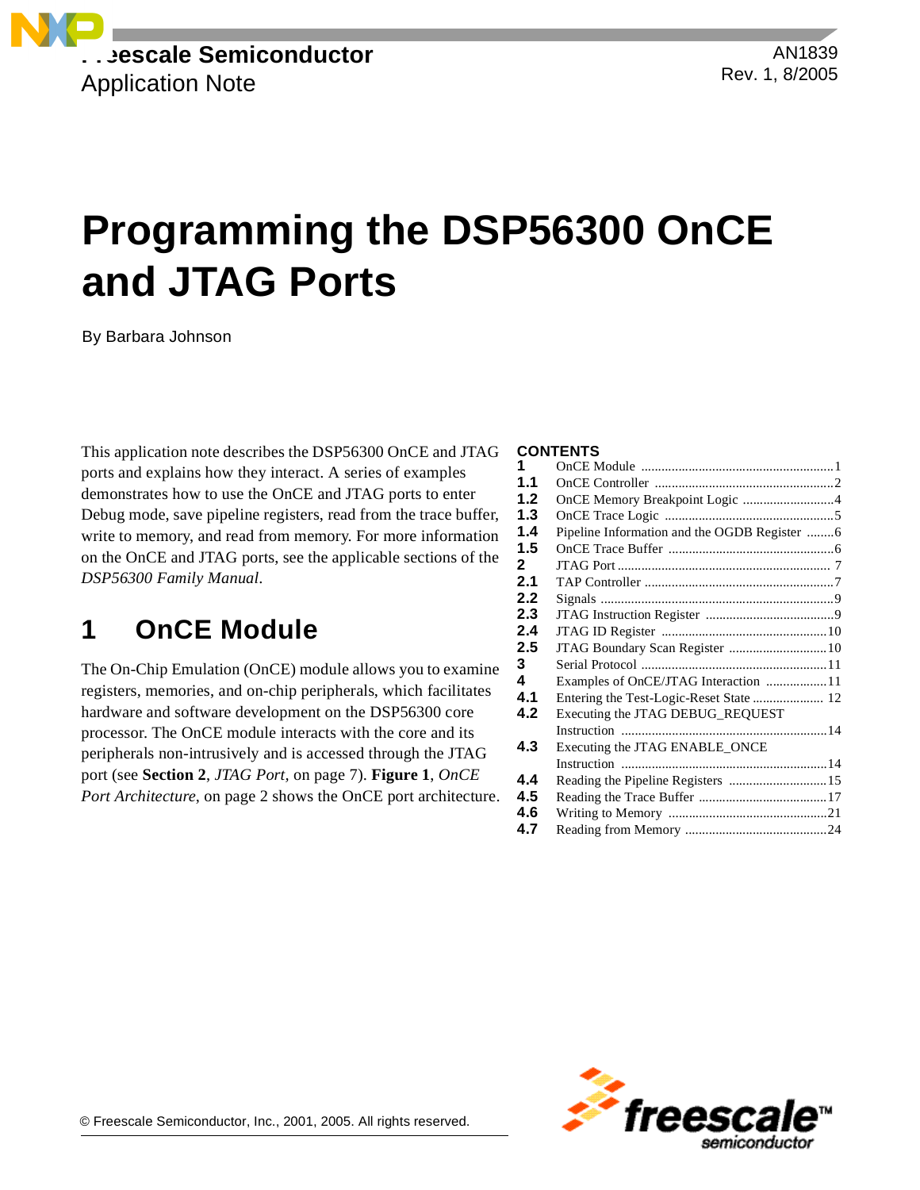Freescale Semiconductor
Application Note

AN1839
Rev. 1, 8/2005

# Programming the DSP56300 OnCE and JTAG Ports

By Barbara Johnson

This application note describes the DSP56300 OnCE and JTAG ports and explains how they interact. A series of examples demonstrates how to use the OnCE and JTAG ports to enter Debug mode, save pipeline registers, read from the trace buffer, write to memory, and read from memory. For more information on the OnCE and JTAG ports, see the applicable sections of the *DSP56300 Family Manual*.

**CONTENTS**

| | | |
|---|---|---|
| 1 | OnCE Module | 1 |
| 1.1 | OnCE Controller | 2 |
| 1.2 | OnCE Memory Breakpoint Logic | 4 |
| 1.3 | OnCE Trace Logic | 5 |
| 1.4 | Pipeline Information and the OGDB Register | 6 |
| 1.5 | OnCE Trace Buffer | 6 |
| 2 | JTAG Port | 7 |
| 2.1 | TAP Controller | 7 |
| 2.2 | Signals | 9 |
| 2.3 | JTAG Instruction Register | 9 |
| 2.4 | JTAG ID Register | 10 |
| 2.5 | JTAG Boundary Scan Register | 10 |
| 3 | Serial Protocol | 11 |
| 4 | Examples of OnCE/JTAG Interaction | 11 |
| 4.1 | Entering the Test-Logic-Reset State | 12 |
| 4.2 | Executing the JTAG DEBUG_REQUEST Instruction | 14 |
| 4.3 | Executing the JTAG ENABLE_ONCE Instruction | 14 |
| 4.4 | Reading the Pipeline Registers | 15 |
| 4.5 | Reading the Trace Buffer | 17 |
| 4.6 | Writing to Memory | 21 |
| 4.7 | Reading from Memory | 24 |

## 1 OnCE Module

The On-Chip Emulation (OnCE) module allows you to examine registers, memories, and on-chip peripherals, which facilitates hardware and software development on the DSP56300 core processor. The OnCE module interacts with the core and its peripherals non-intrusively and is accessed through the JTAG port (see **Section 2**, *JTAG Port*, on page 7). **Figure 1**, *OnCE Port Architecture*, on page 2 shows the OnCE port architecture.

© Freescale Semiconductor, Inc., 2001, 2005. All rights reserved.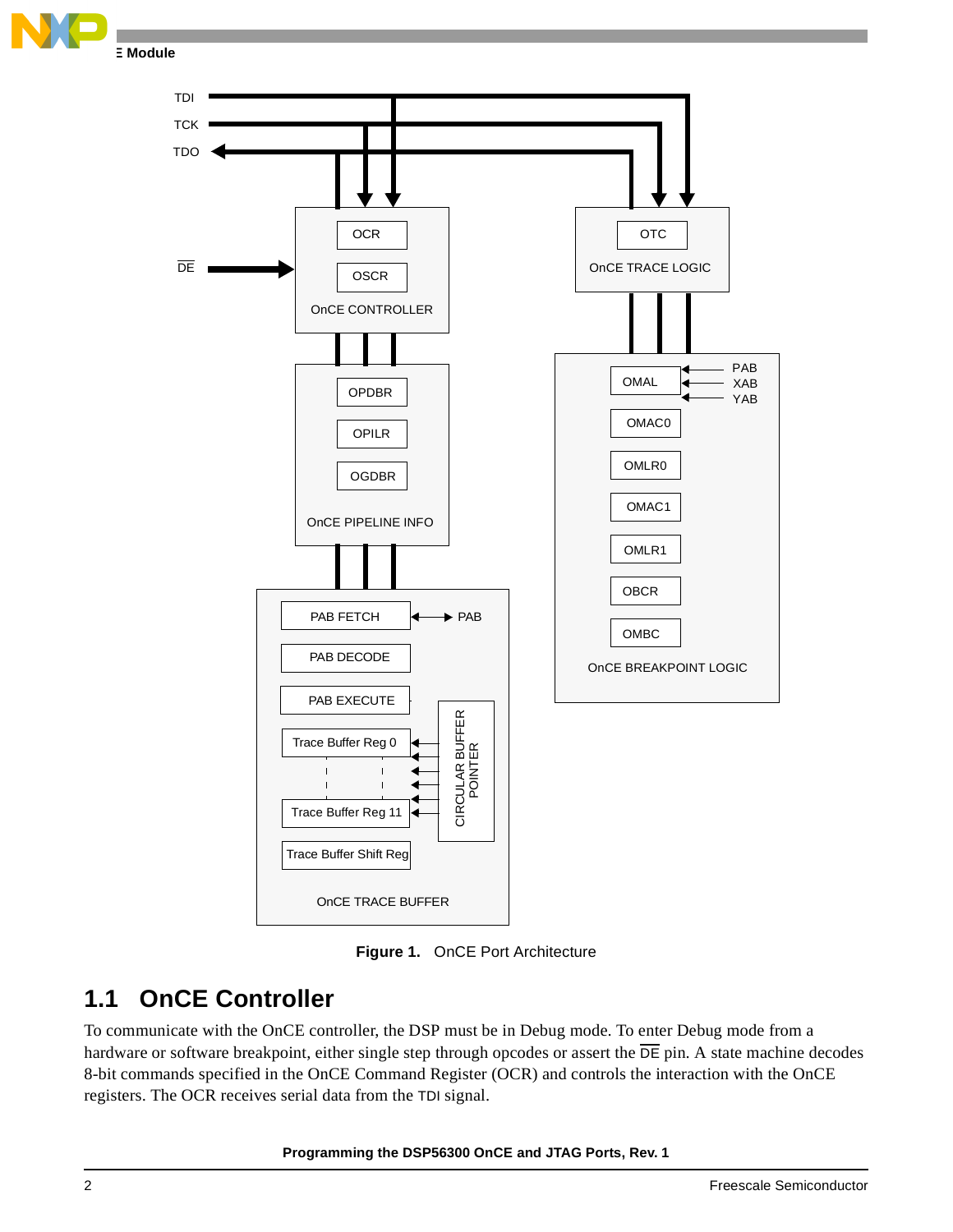Figure 1. OnCE Port Architecture

## 1.1 OnCE Controller

To communicate with the OnCE controller, the DSP must be in Debug mode. To enter Debug mode from a hardware or software breakpoint, either single step through opcodes or assert the DE pin. A state machine decodes 8-bit commands specified in the OnCE Command Register (OCR) and controls the interaction with the OnCE registers. The OCR receives serial data from the TDI signal.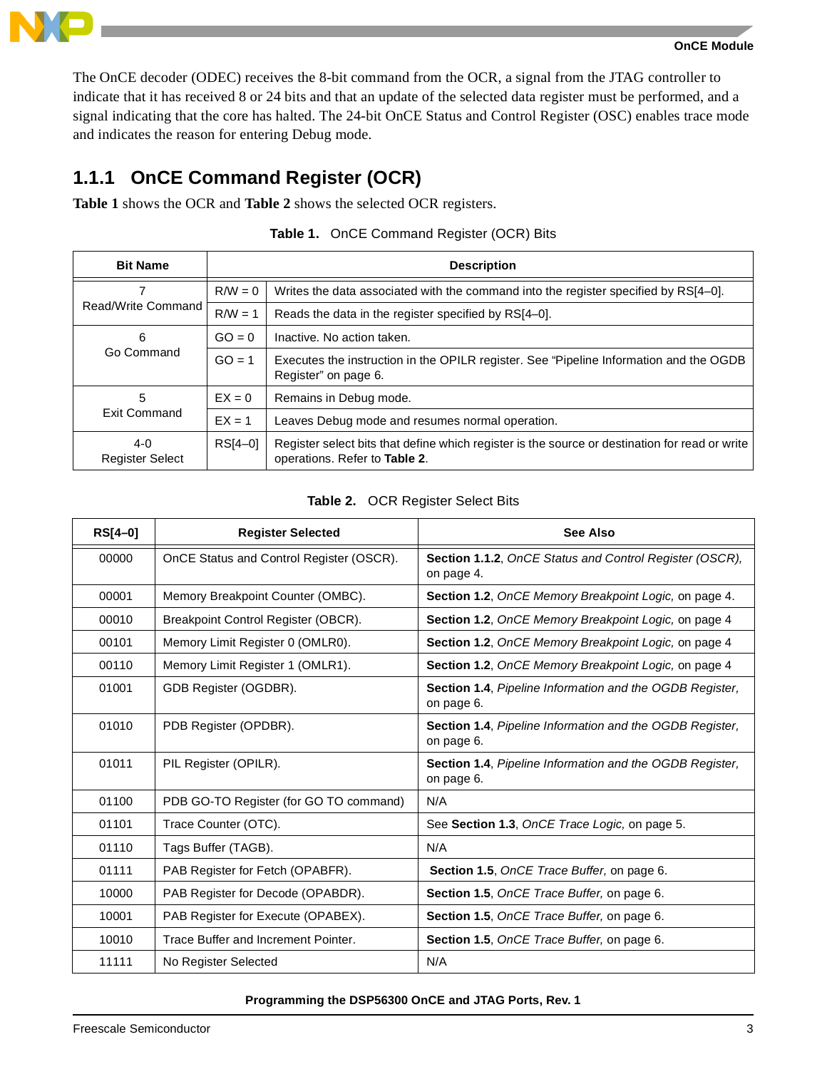The OnCE decoder (ODEC) receives the 8-bit command from the OCR, a signal from the JTAG controller to indicate that it has received 8 or 24 bits and that an update of the selected data register must be performed, and a signal indicating that the core has halted. The 24-bit OnCE Status and Control Register (OSC) enables trace mode and indicates the reason for entering Debug mode.

### 1.1.1 OnCE Command Register (OCR)

**Table 1** shows the OCR and **Table 2** shows the selected OCR registers.

**Table 1.** OnCE Command Register (OCR) Bits

| Bit Name | Description | |
|---|---|---|
| 7 Read/Write Command | R/W = 0 | Writes the data associated with the command into the register specified by RS[4–0]. |
| | R/W = 1 | Reads the data in the register specified by RS[4–0]. |
| 6 Go Command | GO = 0 | Inactive. No action taken. |
| | GO = 1 | Executes the instruction in the OPILR register. See “Pipeline Information and the OGDB Register” on page 6. |
| 5 Exit Command | EX = 0 | Remains in Debug mode. |
| | EX = 1 | Leaves Debug mode and resumes normal operation. |
| 4-0 Register Select | RS[4–0] | Register select bits that define which register is the source or destination for read or write operations. Refer to **Table 2**. |

**Table 2.** OCR Register Select Bits

| RS[4–0] | Register Selected | See Also |
|---|---|---|
| 00000 | OnCE Status and Control Register (OSCR). | **Section 1.1.2**, *OnCE Status and Control Register (OSCR),* on page 4. |
| 00001 | Memory Breakpoint Counter (OMBC). | **Section 1.2**, *OnCE Memory Breakpoint Logic,* on page 4. |
| 00010 | Breakpoint Control Register (OBCR). | **Section 1.2**, *OnCE Memory Breakpoint Logic,* on page 4 |
| 00101 | Memory Limit Register 0 (OMLR0). | **Section 1.2**, *OnCE Memory Breakpoint Logic,* on page 4 |
| 00110 | Memory Limit Register 1 (OMLR1). | **Section 1.2**, *OnCE Memory Breakpoint Logic,* on page 4 |
| 01001 | GDB Register (OGDBR). | **Section 1.4**, *Pipeline Information and the OGDB Register,* on page 6. |
| 01010 | PDB Register (OPDBR). | **Section 1.4**, *Pipeline Information and the OGDB Register,* on page 6. |
| 01011 | PIL Register (OPILR). | **Section 1.4**, *Pipeline Information and the OGDB Register,* on page 6. |
| 01100 | PDB GO-TO Register (for GO TO command) | N/A |
| 01101 | Trace Counter (OTC). | See **Section 1.3**, *OnCE Trace Logic,* on page 5. |
| 01110 | Tags Buffer (TAGB). | N/A |
| 01111 | PAB Register for Fetch (OPABFR). | **Section 1.5**, *OnCE Trace Buffer,* on page 6. |
| 10000 | PAB Register for Decode (OPABDR). | **Section 1.5**, *OnCE Trace Buffer,* on page 6. |
| 10001 | PAB Register for Execute (OPABEX). | **Section 1.5**, *OnCE Trace Buffer,* on page 6. |
| 10010 | Trace Buffer and Increment Pointer. | **Section 1.5**, *OnCE Trace Buffer,* on page 6. |
| 11111 | No Register Selected | N/A |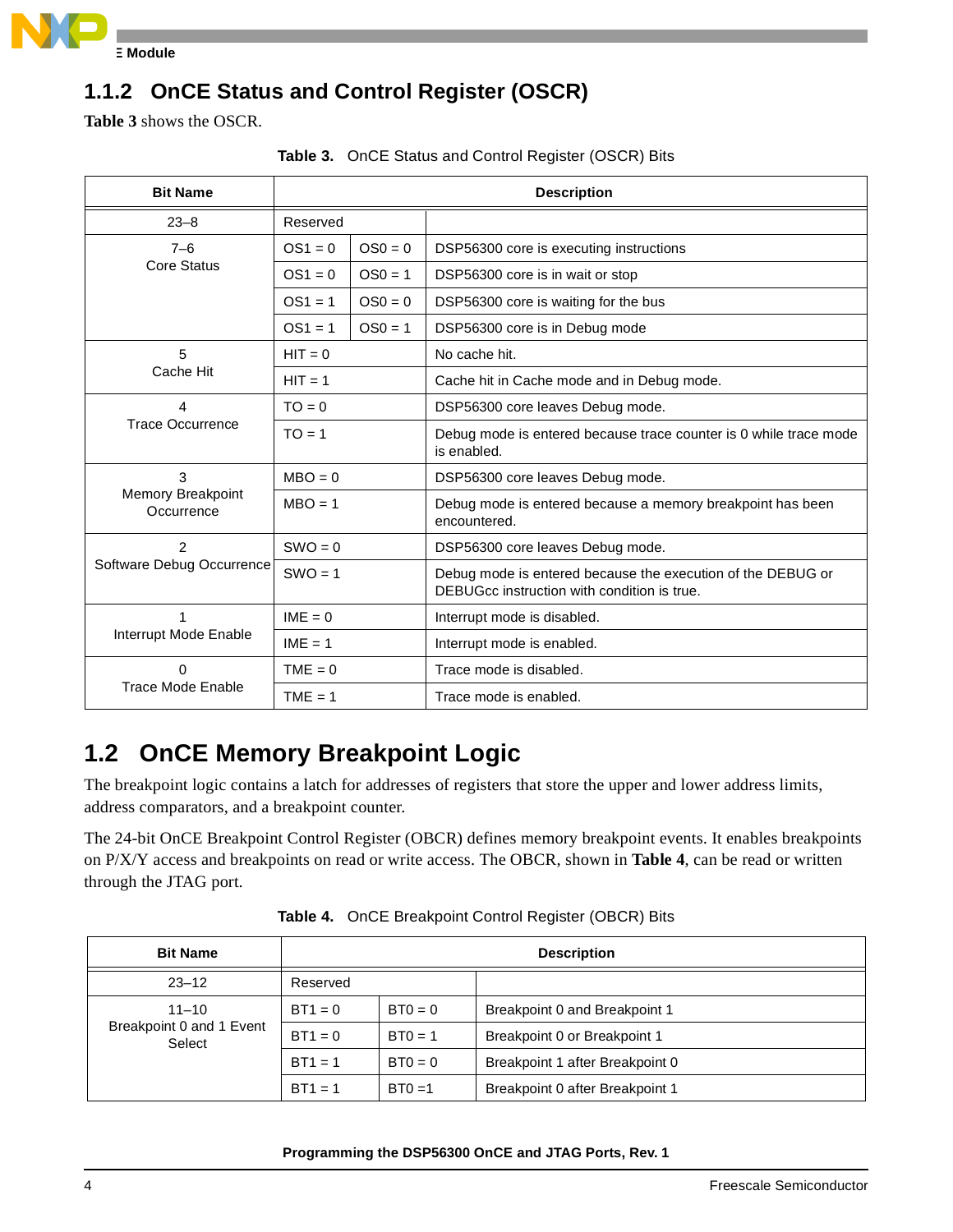### 1.1.2 OnCE Status and Control Register (OSCR)

**Table 3** shows the OSCR.

**Table 3. OnCE Status and Control Register (OSCR) Bits**

| Bit Name | Description | | |
|---|---|---|---|
| 23–8 | Reserved | | |
| 7–6 Core Status | OS1 = 0 | OS0 = 0 | DSP56300 core is executing instructions |
| | OS1 = 0 | OS0 = 1 | DSP56300 core is in wait or stop |
| | OS1 = 1 | OS0 = 0 | DSP56300 core is waiting for the bus |
| | OS1 = 1 | OS0 = 1 | DSP56300 core is in Debug mode |
| 5 Cache Hit | HIT = 0 | | No cache hit. |
| | HIT = 1 | | Cache hit in Cache mode and in Debug mode. |
| 4 Trace Occurrence | TO = 0 | | DSP56300 core leaves Debug mode. |
| | TO = 1 | | Debug mode is entered because trace counter is 0 while trace mode is enabled. |
| 3 Memory Breakpoint Occurrence | MBO = 0 | | DSP56300 core leaves Debug mode. |
| | MBO = 1 | | Debug mode is entered because a memory breakpoint has been encountered. |
| 2 Software Debug Occurrence | SWO = 0 | | DSP56300 core leaves Debug mode. |
| | SWO = 1 | | Debug mode is entered because the execution of the DEBUG or DEBUGcc instruction with condition is true. |
| 1 Interrupt Mode Enable | IME = 0 | | Interrupt mode is disabled. |
| | IME = 1 | | Interrupt mode is enabled. |
| 0 Trace Mode Enable | TME = 0 | | Trace mode is disabled. |
| | TME = 1 | | Trace mode is enabled. |

## 1.2 OnCE Memory Breakpoint Logic

The breakpoint logic contains a latch for addresses of registers that store the upper and lower address limits, address comparators, and a breakpoint counter.

The 24-bit OnCE Breakpoint Control Register (OBCR) defines memory breakpoint events. It enables breakpoints on P/X/Y access and breakpoints on read or write access. The OBCR, shown in **Table 4**, can be read or written through the JTAG port.

**Table 4. OnCE Breakpoint Control Register (OBCR) Bits**

| Bit Name | Description | | |
|---|---|---|---|
| 23–12 | Reserved | | |
| 11–10 Breakpoint 0 and 1 Event Select | BT1 = 0 | BT0 = 0 | Breakpoint 0 and Breakpoint 1 |
| | BT1 = 0 | BT0 = 1 | Breakpoint 0 or Breakpoint 1 |
| | BT1 = 1 | BT0 = 0 | Breakpoint 1 after Breakpoint 0 |
| | BT1 = 1 | BT0 =1 | Breakpoint 0 after Breakpoint 1 |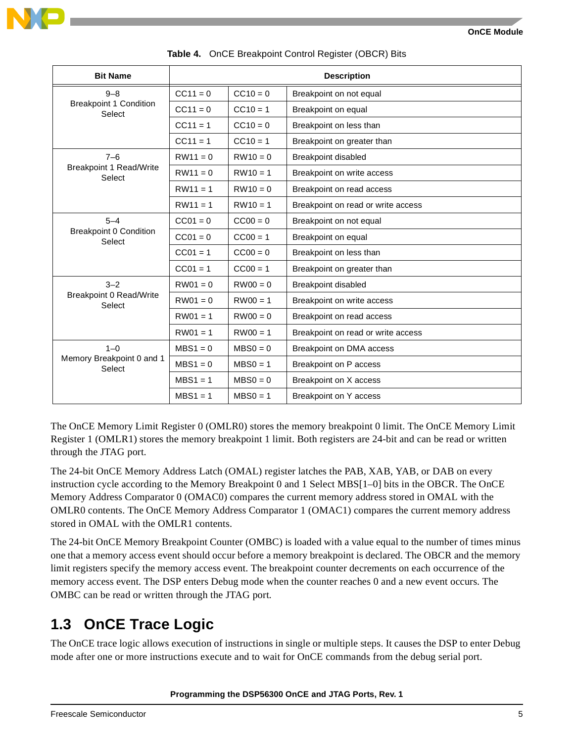**Table 4. OnCE Breakpoint Control Register (OBCR) Bits**

| Bit Name | Description | | |
|---|---|---|---|
| 9–8<br>Breakpoint 1 Condition Select | CC11 = 0 | CC10 = 0 | Breakpoint on not equal |
| | CC11 = 0 | CC10 = 1 | Breakpoint on equal |
| | CC11 = 1 | CC10 = 0 | Breakpoint on less than |
| | CC11 = 1 | CC10 = 1 | Breakpoint on greater than |
| 7–6<br>Breakpoint 1 Read/Write Select | RW11 = 0 | RW10 = 0 | Breakpoint disabled |
| | RW11 = 0 | RW10 = 1 | Breakpoint on write access |
| | RW11 = 1 | RW10 = 0 | Breakpoint on read access |
| | RW11 = 1 | RW10 = 1 | Breakpoint on read or write access |
| 5–4<br>Breakpoint 0 Condition Select | CC01 = 0 | CC00 = 0 | Breakpoint on not equal |
| | CC01 = 0 | CC00 = 1 | Breakpoint on equal |
| | CC01 = 1 | CC00 = 0 | Breakpoint on less than |
| | CC01 = 1 | CC00 = 1 | Breakpoint on greater than |
| 3–2<br>Breakpoint 0 Read/Write Select | RW01 = 0 | RW00 = 0 | Breakpoint disabled |
| | RW01 = 0 | RW00 = 1 | Breakpoint on write access |
| | RW01 = 1 | RW00 = 0 | Breakpoint on read access |
| | RW01 = 1 | RW00 = 1 | Breakpoint on read or write access |
| 1–0<br>Memory Breakpoint 0 and 1 Select | MBS1 = 0 | MBS0 = 0 | Breakpoint on DMA access |
| | MBS1 = 0 | MBS0 = 1 | Breakpoint on P access |
| | MBS1 = 1 | MBS0 = 0 | Breakpoint on X access |
| | MBS1 = 1 | MBS0 = 1 | Breakpoint on Y access |

The OnCE Memory Limit Register 0 (OMLR0) stores the memory breakpoint 0 limit. The OnCE Memory Limit Register 1 (OMLR1) stores the memory breakpoint 1 limit. Both registers are 24-bit and can be read or written through the JTAG port.

The 24-bit OnCE Memory Address Latch (OMAL) register latches the PAB, XAB, YAB, or DAB on every instruction cycle according to the Memory Breakpoint 0 and 1 Select MBS[1–0] bits in the OBCR. The OnCE Memory Address Comparator 0 (OMAC0) compares the current memory address stored in OMAL with the OMLR0 contents. The OnCE Memory Address Comparator 1 (OMAC1) compares the current memory address stored in OMAL with the OMLR1 contents.

The 24-bit OnCE Memory Breakpoint Counter (OMBC) is loaded with a value equal to the number of times minus one that a memory access event should occur before a memory breakpoint is declared. The OBCR and the memory limit registers specify the memory access event. The breakpoint counter decrements on each occurrence of the memory access event. The DSP enters Debug mode when the counter reaches 0 and a new event occurs. The OMBC can be read or written through the JTAG port.

## 1.3 OnCE Trace Logic

The OnCE trace logic allows execution of instructions in single or multiple steps. It causes the DSP to enter Debug mode after one or more instructions execute and to wait for OnCE commands from the debug serial port.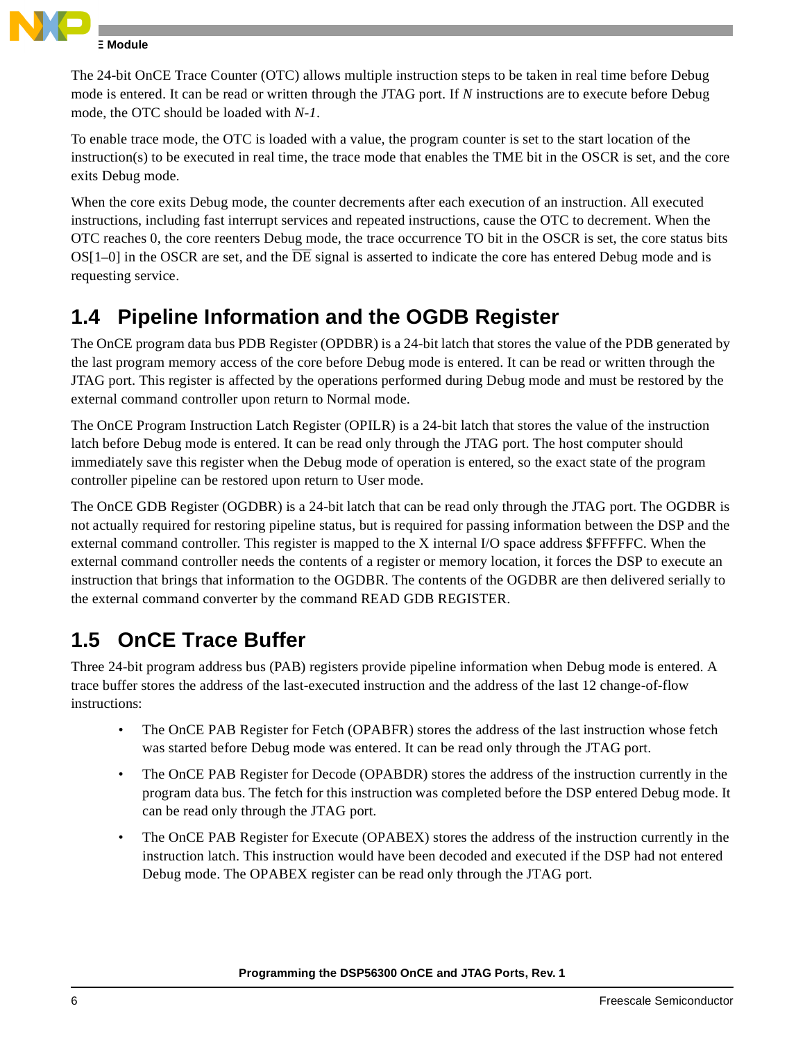The 24-bit OnCE Trace Counter (OTC) allows multiple instruction steps to be taken in real time before Debug mode is entered. It can be read or written through the JTAG port. If *N* instructions are to execute before Debug mode, the OTC should be loaded with *N-1*.

To enable trace mode, the OTC is loaded with a value, the program counter is set to the start location of the instruction(s) to be executed in real time, the trace mode that enables the TME bit in the OSCR is set, and the core exits Debug mode.

When the core exits Debug mode, the counter decrements after each execution of an instruction. All executed instructions, including fast interrupt services and repeated instructions, cause the OTC to decrement. When the OTC reaches 0, the core reenters Debug mode, the trace occurrence TO bit in the OSCR is set, the core status bits OS[1–0] in the OSCR are set, and the $\overline{\text{DE}}$ signal is asserted to indicate the core has entered Debug mode and is requesting service.

## 1.4 Pipeline Information and the OGDB Register

The OnCE program data bus PDB Register (OPDBR) is a 24-bit latch that stores the value of the PDB generated by the last program memory access of the core before Debug mode is entered. It can be read or written through the JTAG port. This register is affected by the operations performed during Debug mode and must be restored by the external command controller upon return to Normal mode.

The OnCE Program Instruction Latch Register (OPILR) is a 24-bit latch that stores the value of the instruction latch before Debug mode is entered. It can be read only through the JTAG port. The host computer should immediately save this register when the Debug mode of operation is entered, so the exact state of the program controller pipeline can be restored upon return to User mode.

The OnCE GDB Register (OGDBR) is a 24-bit latch that can be read only through the JTAG port. The OGDBR is not actually required for restoring pipeline status, but is required for passing information between the DSP and the external command controller. This register is mapped to the X internal I/O space address $FFFFFC. When the external command controller needs the contents of a register or memory location, it forces the DSP to execute an instruction that brings that information to the OGDBR. The contents of the OGDBR are then delivered serially to the external command converter by the command READ GDB REGISTER.

## 1.5 OnCE Trace Buffer

Three 24-bit program address bus (PAB) registers provide pipeline information when Debug mode is entered. A trace buffer stores the address of the last-executed instruction and the address of the last 12 change-of-flow instructions:

- The OnCE PAB Register for Fetch (OPABFR) stores the address of the last instruction whose fetch was started before Debug mode was entered. It can be read only through the JTAG port.
- The OnCE PAB Register for Decode (OPABDR) stores the address of the instruction currently in the program data bus. The fetch for this instruction was completed before the DSP entered Debug mode. It can be read only through the JTAG port.
- The OnCE PAB Register for Execute (OPABEX) stores the address of the instruction currently in the instruction latch. This instruction would have been decoded and executed if the DSP had not entered Debug mode. The OPABEX register can be read only through the JTAG port.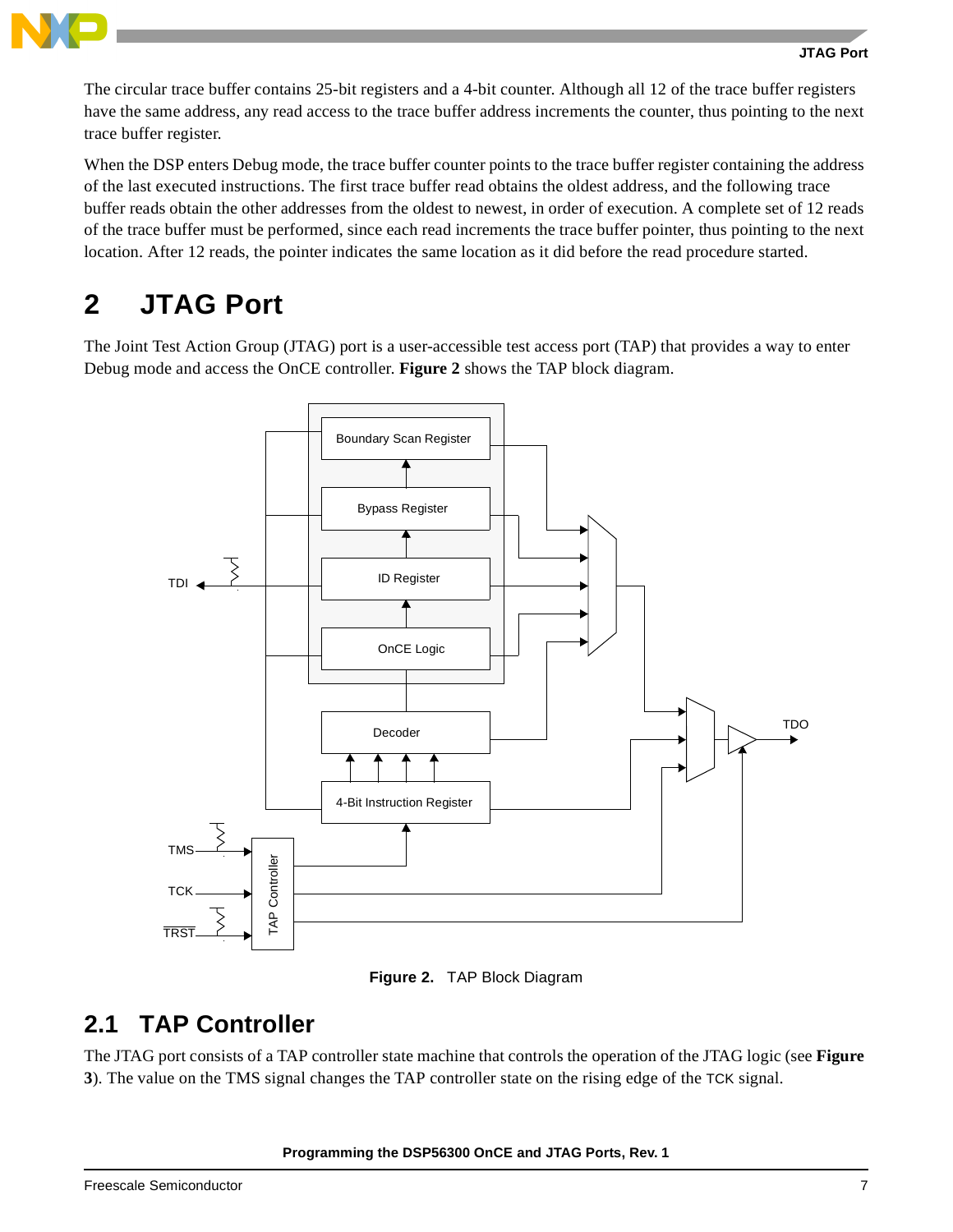The circular trace buffer contains 25-bit registers and a 4-bit counter. Although all 12 of the trace buffer registers have the same address, any read access to the trace buffer address increments the counter, thus pointing to the next trace buffer register.

When the DSP enters Debug mode, the trace buffer counter points to the trace buffer register containing the address of the last executed instructions. The first trace buffer read obtains the oldest address, and the following trace buffer reads obtain the other addresses from the oldest to newest, in order of execution. A complete set of 12 reads of the trace buffer must be performed, since each read increments the trace buffer pointer, thus pointing to the next location. After 12 reads, the pointer indicates the same location as it did before the read procedure started.

# 2 JTAG Port

The Joint Test Action Group (JTAG) port is a user-accessible test access port (TAP) that provides a way to enter Debug mode and access the OnCE controller. **Figure 2** shows the TAP block diagram.

**Figure 2.** TAP Block Diagram

## 2.1 TAP Controller

The JTAG port consists of a TAP controller state machine that controls the operation of the JTAG logic (see **Figure 3**). The value on the TMS signal changes the TAP controller state on the rising edge of the TCK signal.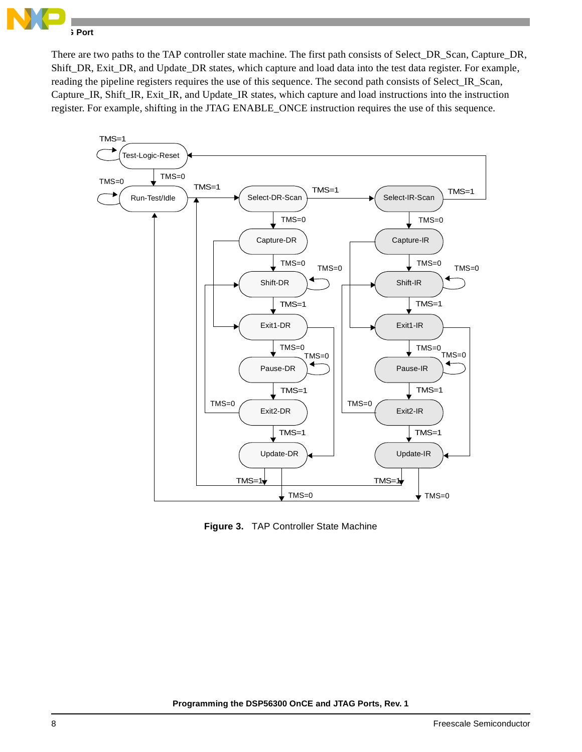There are two paths to the TAP controller state machine. The first path consists of Select_DR_Scan, Capture_DR, Shift_DR, Exit_DR, and Update_DR states, which capture and load data into the test data register. For example, reading the pipeline registers requires the use of this sequence. The second path consists of Select_IR_Scan, Capture_IR, Shift_IR, Exit_IR, and Update_IR states, which capture and load instructions into the instruction register. For example, shifting in the JTAG ENABLE_ONCE instruction requires the use of this sequence.

**Figure 3.** TAP Controller State Machine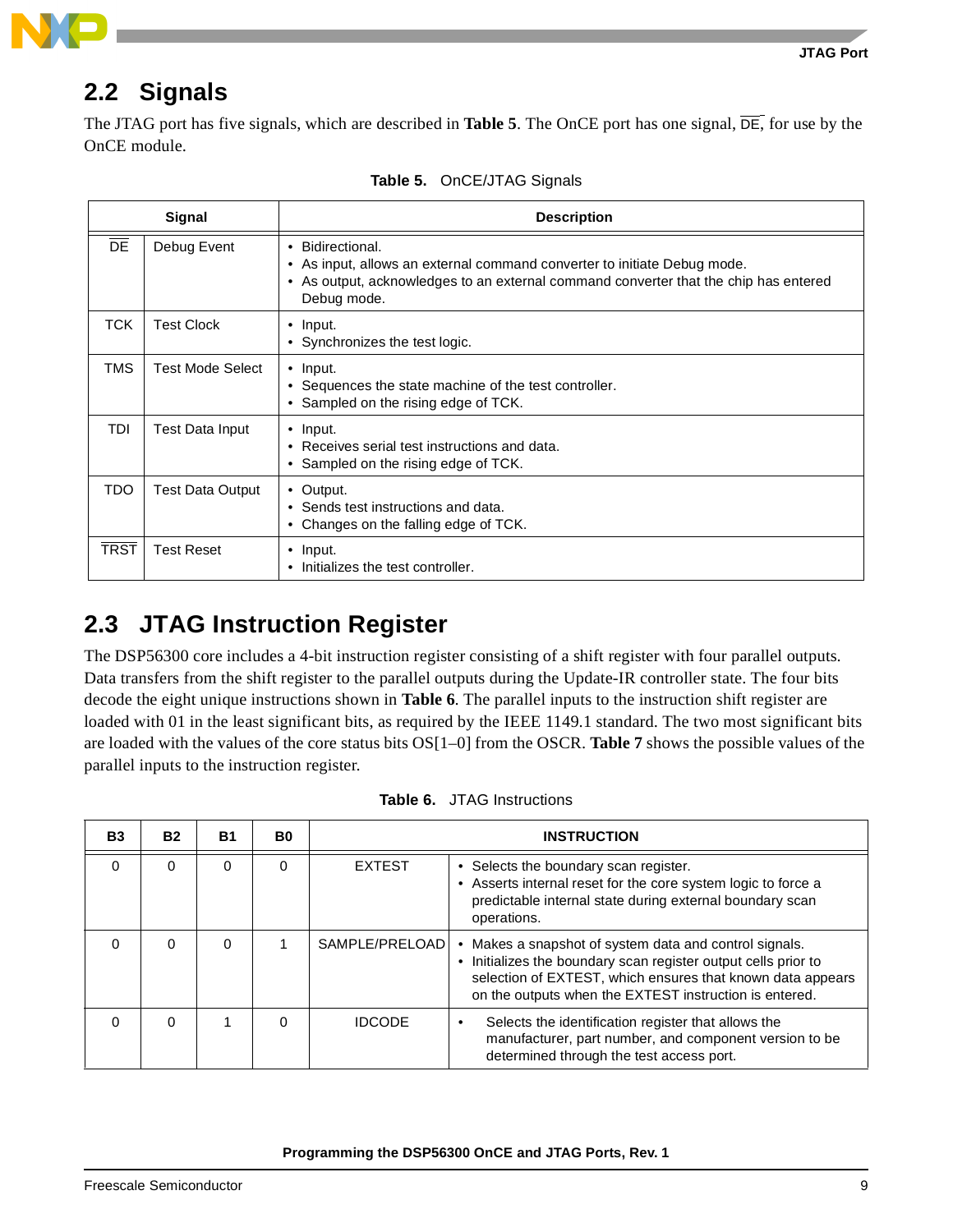## 2.2 Signals

The JTAG port has five signals, which are described in **Table 5**. The OnCE port has one signal, $\overline{\text{DE}}$, for use by the OnCE module.

**Table 5.** OnCE/JTAG Signals

| Signal | | Description |
|---|---|---|
| $\overline{\text{DE}}$ | Debug Event | • Bidirectional.<br>• As input, allows an external command converter to initiate Debug mode.<br>• As output, acknowledges to an external command converter that the chip has entered Debug mode. |
| TCK | Test Clock | • Input.<br>• Synchronizes the test logic. |
| TMS | Test Mode Select | • Input.<br>• Sequences the state machine of the test controller.<br>• Sampled on the rising edge of TCK. |
| TDI | Test Data Input | • Input.<br>• Receives serial test instructions and data.<br>• Sampled on the rising edge of TCK. |
| TDO | Test Data Output | • Output.<br>• Sends test instructions and data.<br>• Changes on the falling edge of TCK. |
| $\overline{\text{TRST}}$ | Test Reset | • Input.<br>• Initializes the test controller. |

## 2.3 JTAG Instruction Register

The DSP56300 core includes a 4-bit instruction register consisting of a shift register with four parallel outputs. Data transfers from the shift register to the parallel outputs during the Update-IR controller state. The four bits decode the eight unique instructions shown in **Table 6**. The parallel inputs to the instruction shift register are loaded with 01 in the least significant bits, as required by the IEEE 1149.1 standard. The two most significant bits are loaded with the values of the core status bits OS[1–0] from the OSCR. **Table 7** shows the possible values of the parallel inputs to the instruction register.

**Table 6.** JTAG Instructions

| B3 | B2 | B1 | B0 | INSTRUCTION | |
|---|---|---|---|---|---|
| 0 | 0 | 0 | 0 | EXTEST | • Selects the boundary scan register.<br>• Asserts internal reset for the core system logic to force a predictable internal state during external boundary scan operations. |
| 0 | 0 | 0 | 1 | SAMPLE/PRELOAD | • Makes a snapshot of system data and control signals.<br>• Initializes the boundary scan register output cells prior to selection of EXTEST, which ensures that known data appears on the outputs when the EXTEST instruction is entered. |
| 0 | 0 | 1 | 0 | IDCODE | • Selects the identification register that allows the manufacturer, part number, and component version to be determined through the test access port. |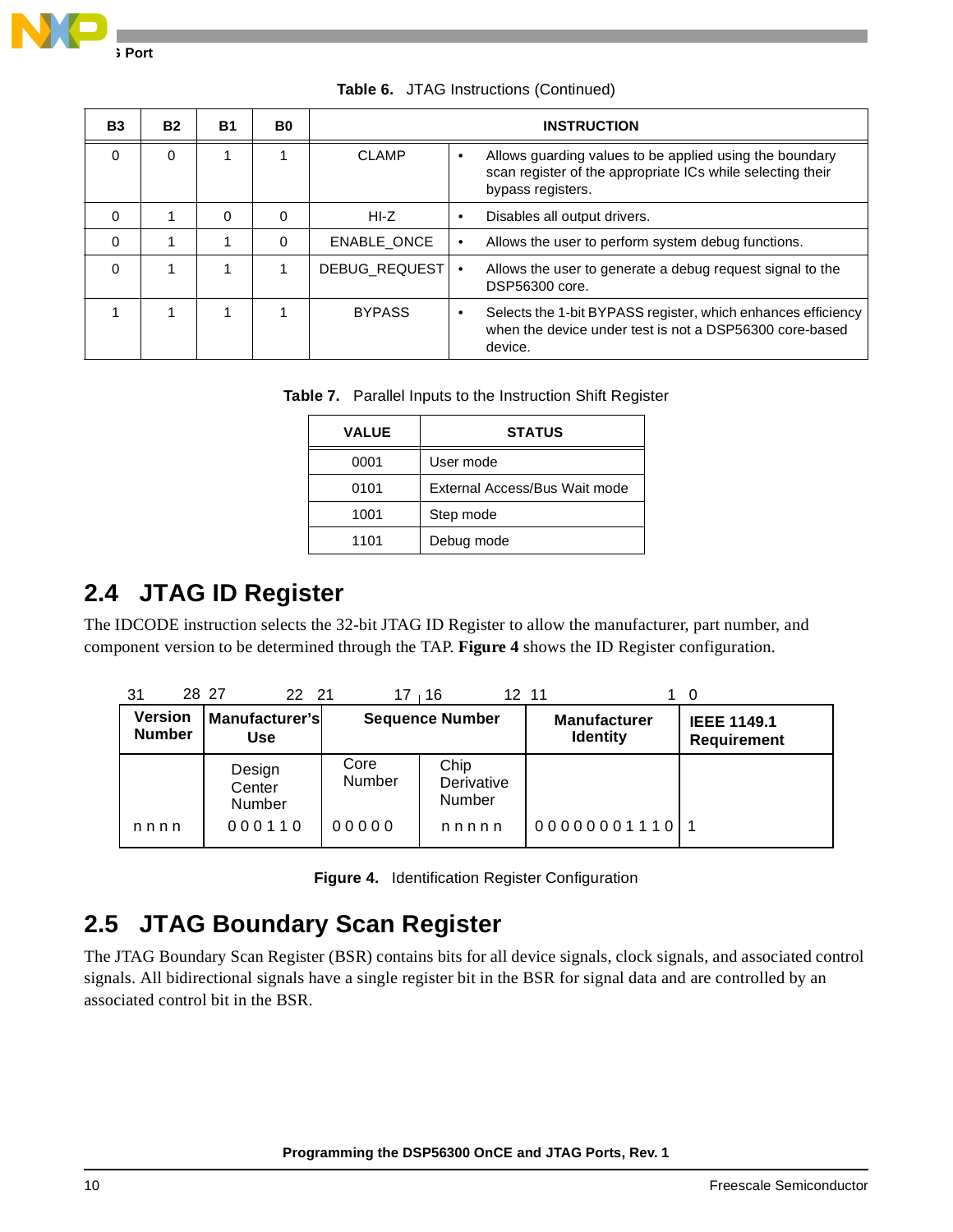**Table 6.** JTAG Instructions (Continued)

| B3 | B2 | B1 | B0 | INSTRUCTION | |
|---|---|---|---|---|---|
| 0 | 0 | 1 | 1 | CLAMP | • Allows guarding values to be applied using the boundary scan register of the appropriate ICs while selecting their bypass registers. |
| 0 | 1 | 0 | 0 | HI-Z | • Disables all output drivers. |
| 0 | 1 | 1 | 0 | ENABLE_ONCE | • Allows the user to perform system debug functions. |
| 0 | 1 | 1 | 1 | DEBUG_REQUEST | • Allows the user to generate a debug request signal to the DSP56300 core. |
| 1 | 1 | 1 | 1 | BYPASS | • Selects the 1-bit BYPASS register, which enhances efficiency when the device under test is not a DSP56300 core-based device. |

**Table 7.** Parallel Inputs to the Instruction Shift Register

| VALUE | STATUS |
|---|---|
| 0001 | User mode |
| 0101 | External Access/Bus Wait mode |
| 1001 | Step mode |
| 1101 | Debug mode |

## 2.4 JTAG ID Register

The IDCODE instruction selects the 32-bit JTAG ID Register to allow the manufacturer, part number, and component version to be determined through the TAP. **Figure 4** shows the ID Register configuration.

| Bits | 31–28 | 27–22 | 21–17 | 16–12 | 11–1 | 0 |
|---|---|---|---|---|---|---|
| Field | Version Number | Manufacturer's Use | Sequence Number | | Manufacturer Identity | IEEE 1149.1 Requirement |
| Subfield | | Design Center Number | Core Number | Chip Derivative Number | | |
| Value | n n n n | 0 0 0 1 1 0 | 0 0 0 0 0 | n n n n n | 0 0 0 0 0 0 0 1 1 1 0 | 1 |

**Figure 4.** Identification Register Configuration

## 2.5 JTAG Boundary Scan Register

The JTAG Boundary Scan Register (BSR) contains bits for all device signals, clock signals, and associated control signals. All bidirectional signals have a single register bit in the BSR for signal data and are controlled by an associated control bit in the BSR.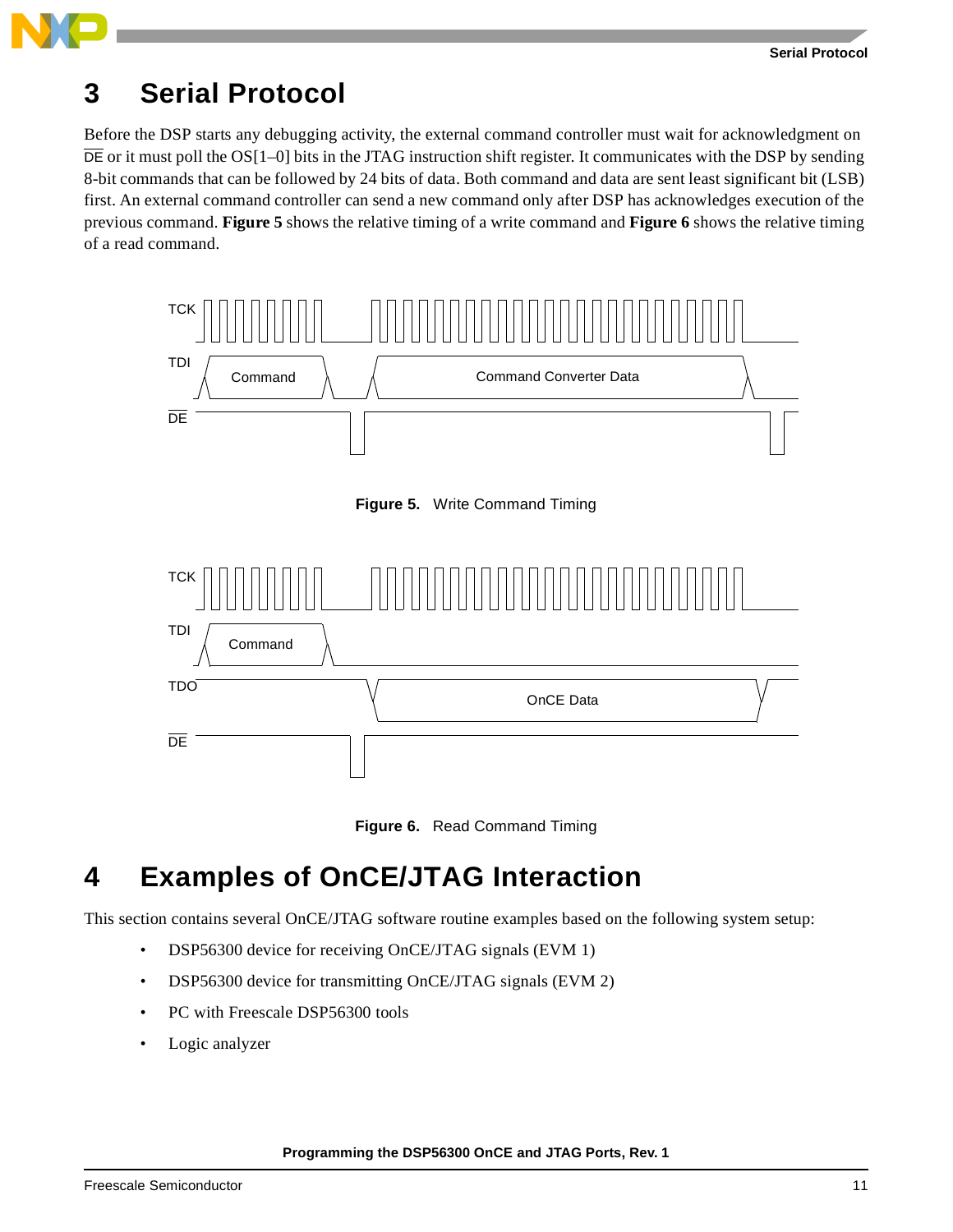# 3 Serial Protocol

Before the DSP starts any debugging activity, the external command controller must wait for acknowledgment on $\overline{\text{DE}}$ or it must poll the OS[1–0] bits in the JTAG instruction shift register. It communicates with the DSP by sending 8-bit commands that can be followed by 24 bits of data. Both command and data are sent least significant bit (LSB) first. An external command controller can send a new command only after DSP has acknowledges execution of the previous command. **Figure 5** shows the relative timing of a write command and **Figure 6** shows the relative timing of a read command.

**Figure 5.** Write Command Timing

**Figure 6.** Read Command Timing

# 4 Examples of OnCE/JTAG Interaction

This section contains several OnCE/JTAG software routine examples based on the following system setup:

- DSP56300 device for receiving OnCE/JTAG signals (EVM 1)
- DSP56300 device for transmitting OnCE/JTAG signals (EVM 2)
- PC with Freescale DSP56300 tools
- Logic analyzer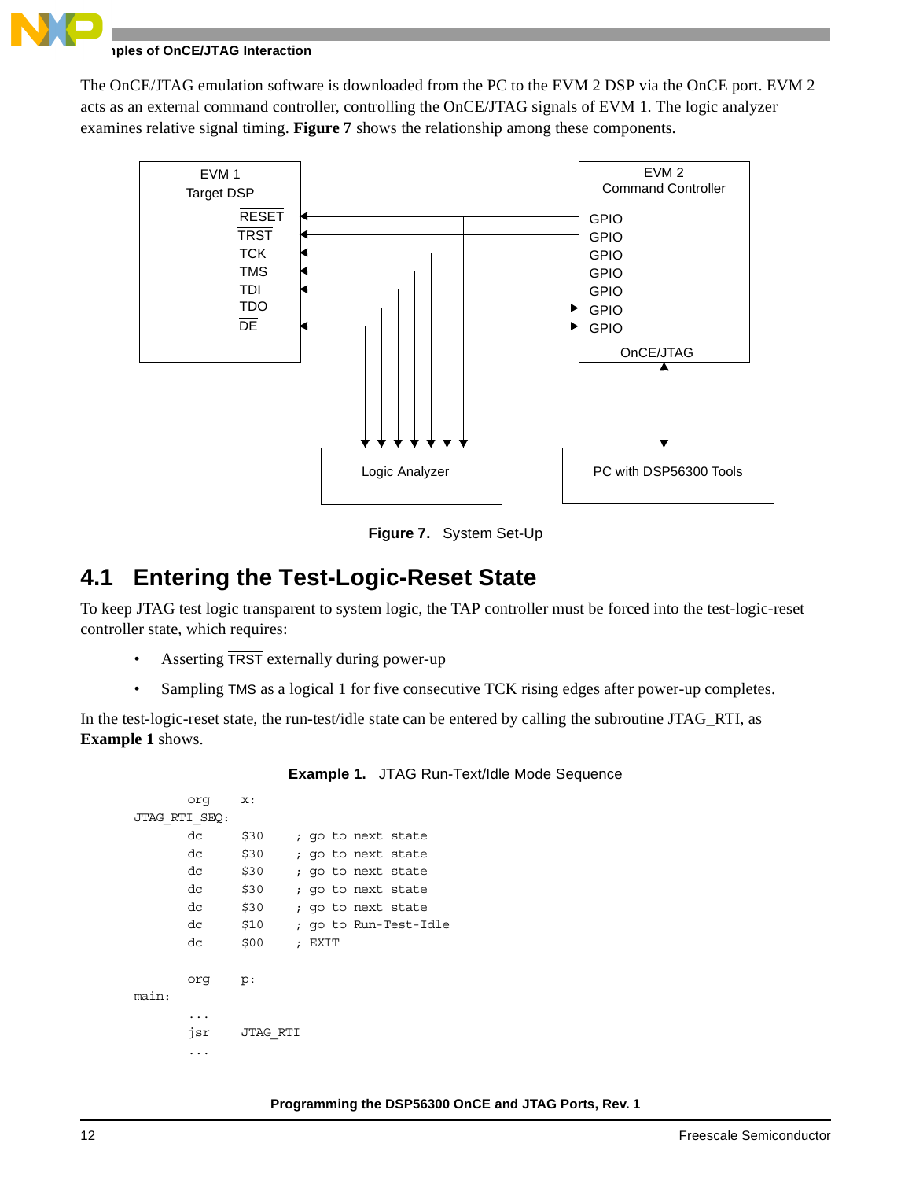The OnCE/JTAG emulation software is downloaded from the PC to the EVM 2 DSP via the OnCE port. EVM 2 acts as an external command controller, controlling the OnCE/JTAG signals of EVM 1. The logic analyzer examines relative signal timing. **Figure 7** shows the relationship among these components.

**Figure 7.** System Set-Up

## 4.1 Entering the Test-Logic-Reset State

To keep JTAG test logic transparent to system logic, the TAP controller must be forced into the test-logic-reset controller state, which requires:

- Asserting $\overline{\text{TRST}}$ externally during power-up
- Sampling TMS as a logical 1 for five consecutive TCK rising edges after power-up completes.

In the test-logic-reset state, the run-test/idle state can be entered by calling the subroutine JTAG_RTI, as **Example 1** shows.

**Example 1.** JTAG Run-Text/Idle Mode Sequence

```
        org     x:
JTAG_RTI_SEQ:
        dc      $30     ; go to next state
        dc      $30     ; go to next state
        dc      $30     ; go to next state
        dc      $30     ; go to next state
        dc      $30     ; go to next state
        dc      $10     ; go to Run-Test-Idle
        dc      $00     ; EXIT

        org     p:
main:
        ...
        jsr     JTAG_RTI
        ...
```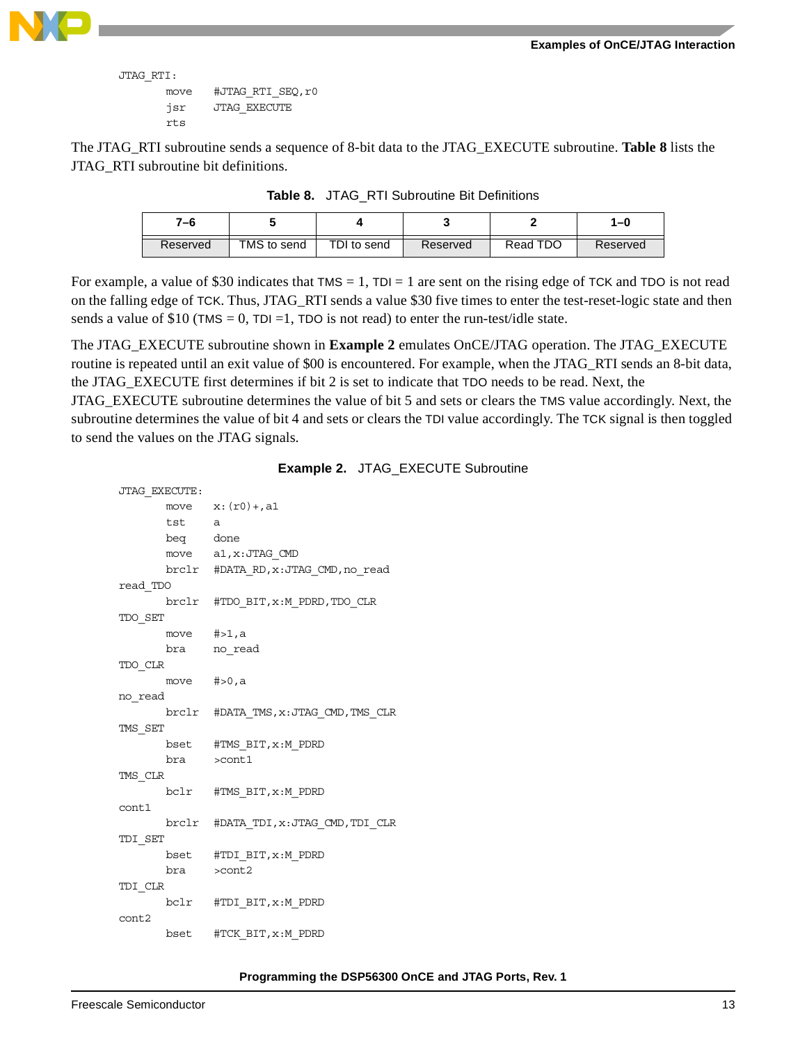```
JTAG_RTI:
        move    #JTAG_RTI_SEQ,r0
        jsr     JTAG_EXECUTE
        rts
```

The JTAG_RTI subroutine sends a sequence of 8-bit data to the JTAG_EXECUTE subroutine. **Table 8** lists the JTAG_RTI subroutine bit definitions.

**Table 8.** JTAG_RTI Subroutine Bit Definitions

| 7–6 | 5 | 4 | 3 | 2 | 1–0 |
|---|---|---|---|---|---|
| Reserved | TMS to send | TDI to send | Reserved | Read TDO | Reserved |

For example, a value of $30 indicates that TMS = 1, TDI = 1 are sent on the rising edge of TCK and TDO is not read on the falling edge of TCK. Thus, JTAG_RTI sends a value $30 five times to enter the test-reset-logic state and then sends a value of $10 (TMS = 0, TDI =1, TDO is not read) to enter the run-test/idle state.

The JTAG_EXECUTE subroutine shown in **Example 2** emulates OnCE/JTAG operation. The JTAG_EXECUTE routine is repeated until an exit value of $00 is encountered. For example, when the JTAG_RTI sends an 8-bit data, the JTAG_EXECUTE first determines if bit 2 is set to indicate that TDO needs to be read. Next, the JTAG_EXECUTE subroutine determines the value of bit 5 and sets or clears the TMS value accordingly. Next, the subroutine determines the value of bit 4 and sets or clears the TDI value accordingly. The TCK signal is then toggled to send the values on the JTAG signals.

**Example 2.** JTAG_EXECUTE Subroutine

```
JTAG_EXECUTE:
        move    x:(r0)+,a1
        tst     a
        beq     done
        move    a1,x:JTAG_CMD
        brclr   #DATA_RD,x:JTAG_CMD,no_read
read_TDO
        brclr   #TDO_BIT,x:M_PDRD,TDO_CLR
TDO_SET
        move    #>1,a
        bra     no_read
TDO_CLR
        move    #>0,a
no_read
        brclr   #DATA_TMS,x:JTAG_CMD,TMS_CLR
TMS_SET
        bset    #TMS_BIT,x:M_PDRD
        bra     >cont1
TMS_CLR
        bclr    #TMS_BIT,x:M_PDRD
cont1
        brclr   #DATA_TDI,x:JTAG_CMD,TDI_CLR
TDI_SET
        bset    #TDI_BIT,x:M_PDRD
        bra     >cont2
TDI_CLR
        bclr    #TDI_BIT,x:M_PDRD
cont2
        bset    #TCK_BIT,x:M_PDRD
```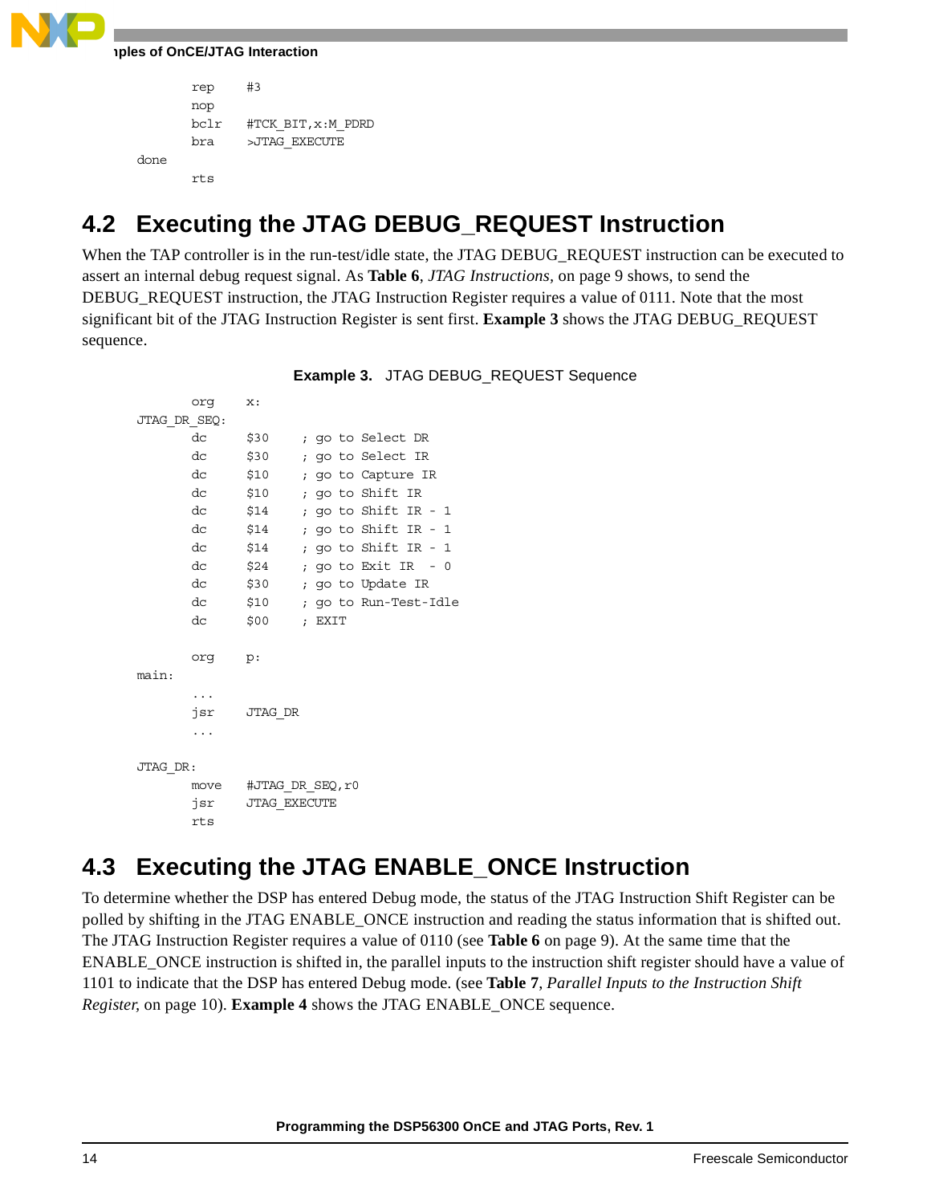```
        rep     #3
        nop
        bclr    #TCK_BIT,x:M_PDRD
        bra     >JTAG_EXECUTE
done
        rts
```

## 4.2 Executing the JTAG DEBUG_REQUEST Instruction

When the TAP controller is in the run-test/idle state, the JTAG DEBUG_REQUEST instruction can be executed to assert an internal debug request signal. As **Table 6**, *JTAG Instructions,* on page 9 shows, to send the DEBUG_REQUEST instruction, the JTAG Instruction Register requires a value of 0111. Note that the most significant bit of the JTAG Instruction Register is sent first. **Example 3** shows the JTAG DEBUG_REQUEST sequence.

**Example 3.** JTAG DEBUG_REQUEST Sequence

```
        org     x:
JTAG_DR_SEQ:
        dc      $30     ; go to Select DR
        dc      $30     ; go to Select IR
        dc      $10     ; go to Capture IR
        dc      $10     ; go to Shift IR
        dc      $14     ; go to Shift IR - 1
        dc      $14     ; go to Shift IR - 1
        dc      $14     ; go to Shift IR - 1
        dc      $24     ; go to Exit IR  - 0
        dc      $30     ; go to Update IR
        dc      $10     ; go to Run-Test-Idle
        dc      $00     ; EXIT

        org     p:
main:
        ...
        jsr     JTAG_DR
        ...

JTAG_DR:
        move    #JTAG_DR_SEQ,r0
        jsr     JTAG_EXECUTE
        rts
```

## 4.3 Executing the JTAG ENABLE_ONCE Instruction

To determine whether the DSP has entered Debug mode, the status of the JTAG Instruction Shift Register can be polled by shifting in the JTAG ENABLE_ONCE instruction and reading the status information that is shifted out. The JTAG Instruction Register requires a value of 0110 (see **Table 6** on page 9). At the same time that the ENABLE_ONCE instruction is shifted in, the parallel inputs to the instruction shift register should have a value of 1101 to indicate that the DSP has entered Debug mode. (see **Table 7**, *Parallel Inputs to the Instruction Shift Register,* on page 10). **Example 4** shows the JTAG ENABLE_ONCE sequence.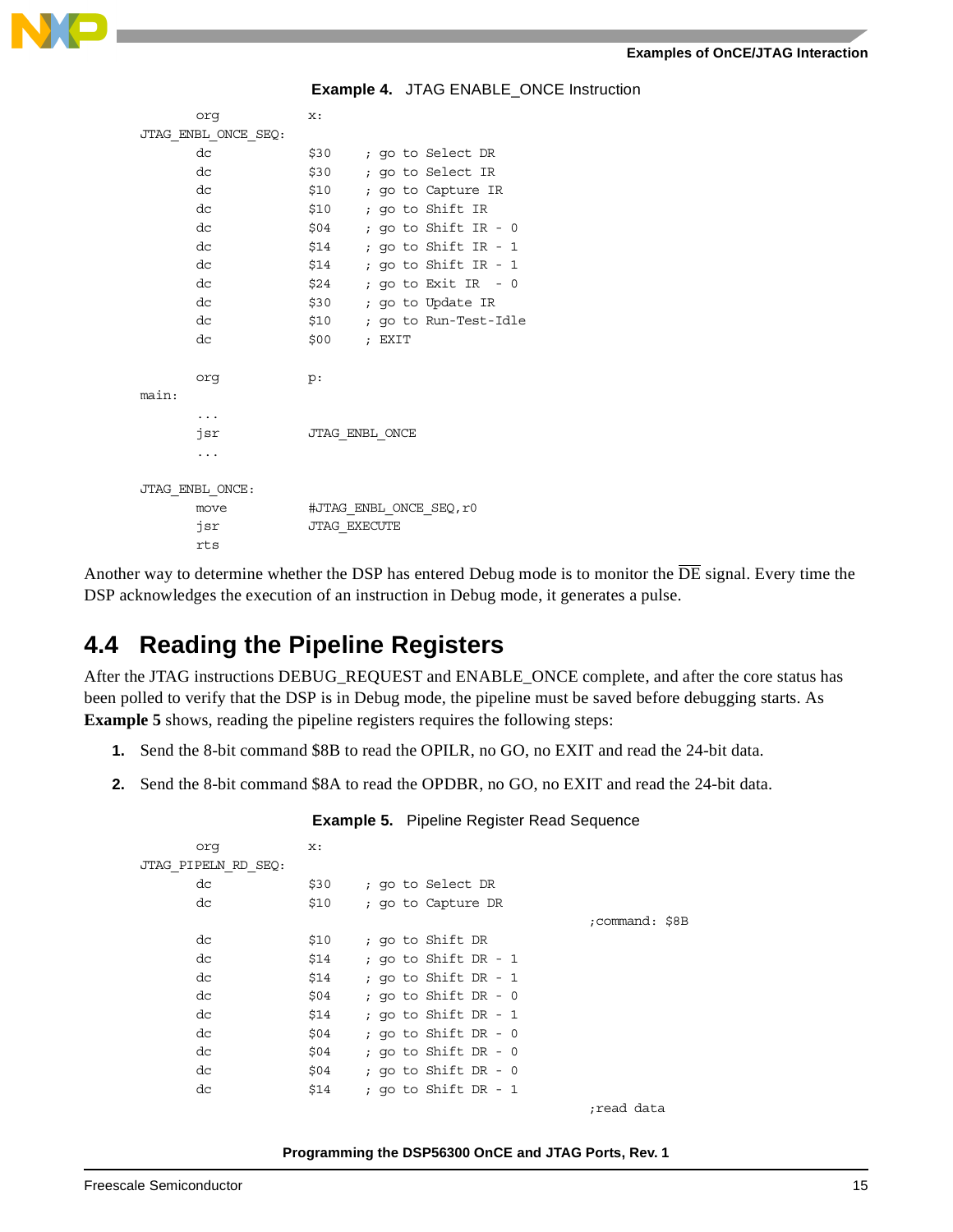**Example 4.** JTAG ENABLE_ONCE Instruction

```
        org             x:
JTAG_ENBL_ONCE_SEQ:
        dc              $30     ; go to Select DR
        dc              $30     ; go to Select IR
        dc              $10     ; go to Capture IR
        dc              $10     ; go to Shift IR
        dc              $04     ; go to Shift IR - 0
        dc              $14     ; go to Shift IR - 1
        dc              $14     ; go to Shift IR - 1
        dc              $24     ; go to Exit IR  - 0
        dc              $30     ; go to Update IR
        dc              $10     ; go to Run-Test-Idle
        dc              $00     ; EXIT

        org             p:
main:
        ...
        jsr             JTAG_ENBL_ONCE
        ...

JTAG_ENBL_ONCE:
        move            #JTAG_ENBL_ONCE_SEQ,r0
        jsr             JTAG_EXECUTE
        rts
```

Another way to determine whether the DSP has entered Debug mode is to monitor the $\overline{\text{DE}}$ signal. Every time the DSP acknowledges the execution of an instruction in Debug mode, it generates a pulse.

## 4.4 Reading the Pipeline Registers

After the JTAG instructions DEBUG_REQUEST and ENABLE_ONCE complete, and after the core status has been polled to verify that the DSP is in Debug mode, the pipeline must be saved before debugging starts. As **Example 5** shows, reading the pipeline registers requires the following steps:

1. Send the 8-bit command $8B to read the OPILR, no GO, no EXIT and read the 24-bit data.
2. Send the 8-bit command $8A to read the OPDBR, no GO, no EXIT and read the 24-bit data.

**Example 5.** Pipeline Register Read Sequence

```
        org             x:
JTAG_PIPELN_RD_SEQ:
        dc              $30     ; go to Select DR
        dc              $10     ; go to Capture DR
                                                        ;command: $8B
        dc              $10     ; go to Shift DR
        dc              $14     ; go to Shift DR - 1
        dc              $14     ; go to Shift DR - 1
        dc              $04     ; go to Shift DR - 0
        dc              $14     ; go to Shift DR - 1
        dc              $04     ; go to Shift DR - 0
        dc              $04     ; go to Shift DR - 0
        dc              $04     ; go to Shift DR - 0
        dc              $14     ; go to Shift DR - 1
                                                        ;read data
```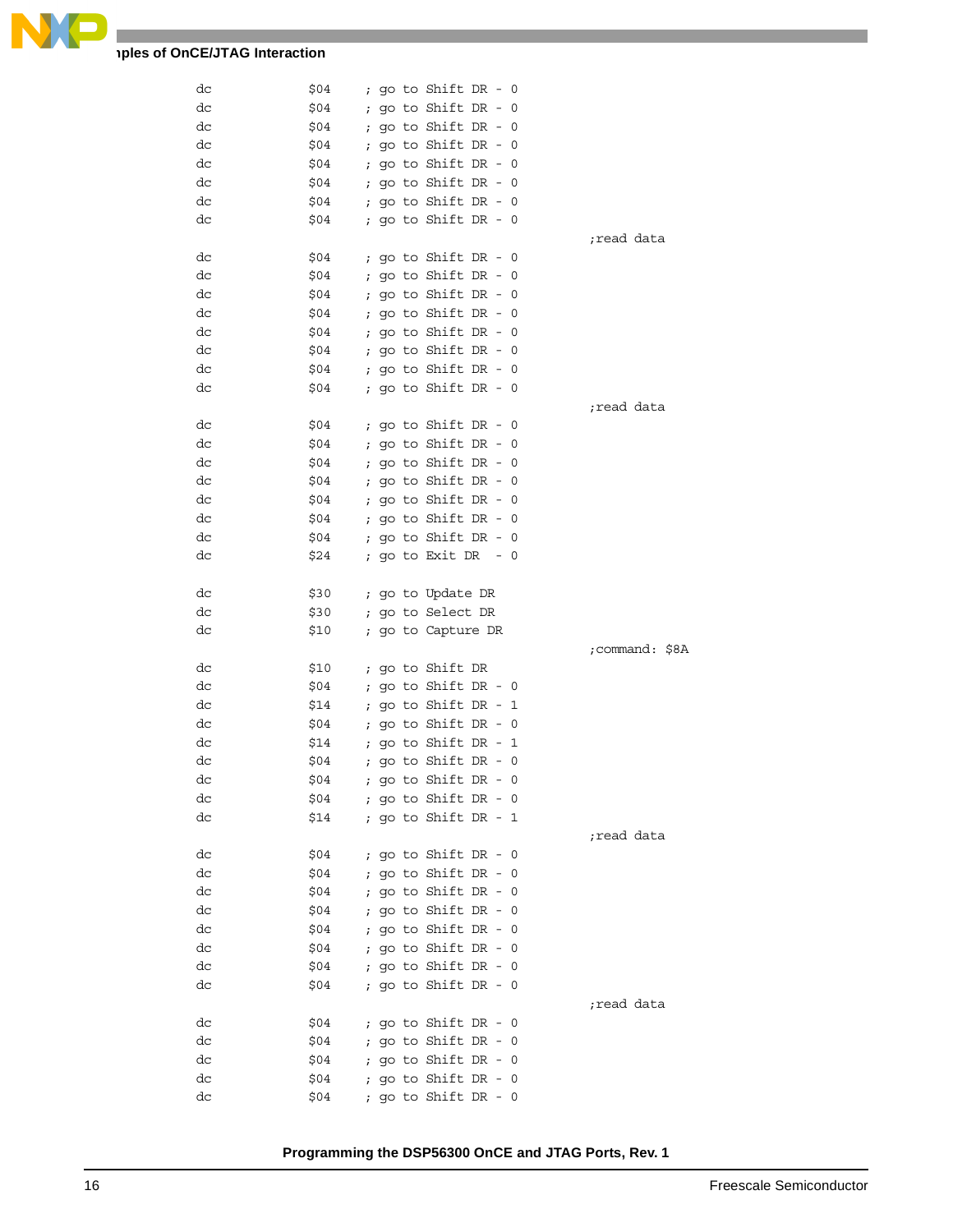```
        dc          $04     ; go to Shift DR - 0
        dc          $04     ; go to Shift DR - 0
        dc          $04     ; go to Shift DR - 0
        dc          $04     ; go to Shift DR - 0
        dc          $04     ; go to Shift DR - 0
        dc          $04     ; go to Shift DR - 0
        dc          $04     ; go to Shift DR - 0
        dc          $04     ; go to Shift DR - 0
                                                        ;read data
        dc          $04     ; go to Shift DR - 0
        dc          $04     ; go to Shift DR - 0
        dc          $04     ; go to Shift DR - 0
        dc          $04     ; go to Shift DR - 0
        dc          $04     ; go to Shift DR - 0
        dc          $04     ; go to Shift DR - 0
        dc          $04     ; go to Shift DR - 0
        dc          $04     ; go to Shift DR - 0
                                                        ;read data
        dc          $04     ; go to Shift DR - 0
        dc          $04     ; go to Shift DR - 0
        dc          $04     ; go to Shift DR - 0
        dc          $04     ; go to Shift DR - 0
        dc          $04     ; go to Shift DR - 0
        dc          $04     ; go to Shift DR - 0
        dc          $04     ; go to Shift DR - 0
        dc          $24     ; go to Exit DR  - 0

        dc          $30     ; go to Update DR
        dc          $30     ; go to Select DR
        dc          $10     ; go to Capture DR
                                                        ;command: $8A
        dc          $10     ; go to Shift DR
        dc          $04     ; go to Shift DR - 0
        dc          $14     ; go to Shift DR - 1
        dc          $04     ; go to Shift DR - 0
        dc          $14     ; go to Shift DR - 1
        dc          $04     ; go to Shift DR - 0
        dc          $04     ; go to Shift DR - 0
        dc          $04     ; go to Shift DR - 0
        dc          $14     ; go to Shift DR - 1
                                                        ;read data
        dc          $04     ; go to Shift DR - 0
        dc          $04     ; go to Shift DR - 0
        dc          $04     ; go to Shift DR - 0
        dc          $04     ; go to Shift DR - 0
        dc          $04     ; go to Shift DR - 0
        dc          $04     ; go to Shift DR - 0
        dc          $04     ; go to Shift DR - 0
        dc          $04     ; go to Shift DR - 0
                                                        ;read data
        dc          $04     ; go to Shift DR - 0
        dc          $04     ; go to Shift DR - 0
        dc          $04     ; go to Shift DR - 0
        dc          $04     ; go to Shift DR - 0
        dc          $04     ; go to Shift DR - 0
```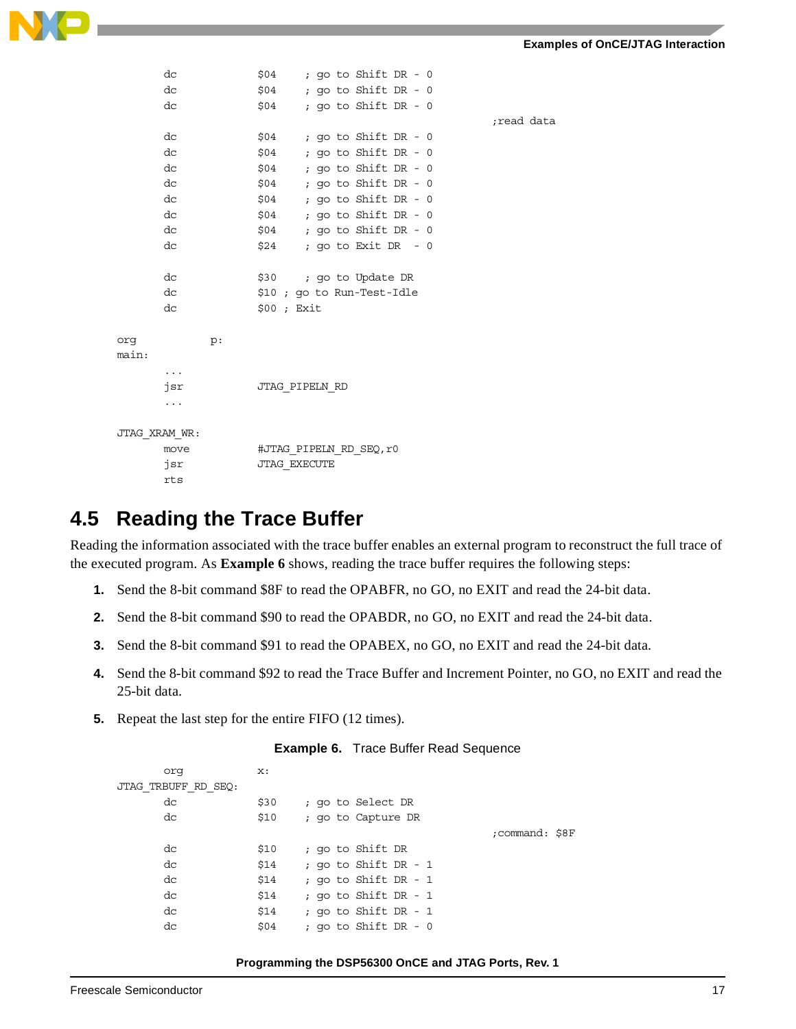```
        dc              $04     ; go to Shift DR - 0
        dc              $04     ; go to Shift DR - 0
        dc              $04     ; go to Shift DR - 0
                                                                ;read data
        dc              $04     ; go to Shift DR - 0
        dc              $04     ; go to Shift DR - 0
        dc              $04     ; go to Shift DR - 0
        dc              $04     ; go to Shift DR - 0
        dc              $04     ; go to Shift DR - 0
        dc              $04     ; go to Shift DR - 0
        dc              $04     ; go to Shift DR - 0
        dc              $24     ; go to Exit DR  - 0

        dc              $30     ; go to Update DR
        dc              $10 ; go to Run-Test-Idle
        dc              $00 ; Exit

org             p:
main:
        ...
        jsr             JTAG_PIPELN_RD
        ...

JTAG_XRAM_WR:
        move            #JTAG_PIPELN_RD_SEQ,r0
        jsr             JTAG_EXECUTE
        rts
```

## 4.5 Reading the Trace Buffer

Reading the information associated with the trace buffer enables an external program to reconstruct the full trace of the executed program. As **Example 6** shows, reading the trace buffer requires the following steps:

1. Send the 8-bit command $8F to read the OPABFR, no GO, no EXIT and read the 24-bit data.
2. Send the 8-bit command $90 to read the OPABDR, no GO, no EXIT and read the 24-bit data.
3. Send the 8-bit command $91 to read the OPABEX, no GO, no EXIT and read the 24-bit data.
4. Send the 8-bit command $92 to read the Trace Buffer and Increment Pointer, no GO, no EXIT and read the 25-bit data.
5. Repeat the last step for the entire FIFO (12 times).

**Example 6.** Trace Buffer Read Sequence

```
        org             x:
JTAG_TRBUFF_RD_SEQ:
        dc              $30     ; go to Select DR
        dc              $10     ; go to Capture DR
                                                                ;command: $8F
        dc              $10     ; go to Shift DR
        dc              $14     ; go to Shift DR - 1
        dc              $14     ; go to Shift DR - 1
        dc              $14     ; go to Shift DR - 1
        dc              $14     ; go to Shift DR - 1
        dc              $04     ; go to Shift DR - 0
```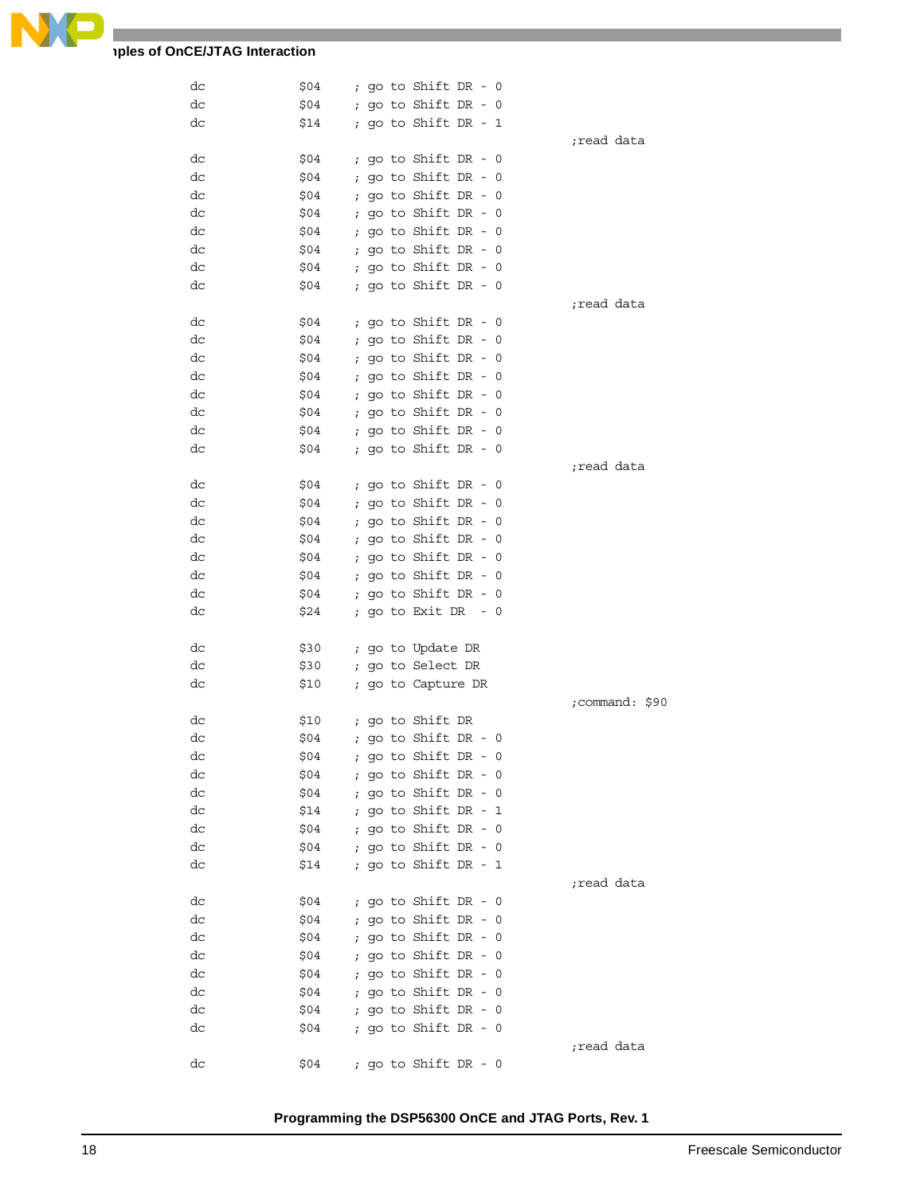```
        dc          $04     ; go to Shift DR - 0
        dc          $04     ; go to Shift DR - 0
        dc          $14     ; go to Shift DR - 1
                                                        ;read data
        dc          $04     ; go to Shift DR - 0
        dc          $04     ; go to Shift DR - 0
        dc          $04     ; go to Shift DR - 0
        dc          $04     ; go to Shift DR - 0
        dc          $04     ; go to Shift DR - 0
        dc          $04     ; go to Shift DR - 0
        dc          $04     ; go to Shift DR - 0
        dc          $04     ; go to Shift DR - 0
                                                        ;read data
        dc          $04     ; go to Shift DR - 0
        dc          $04     ; go to Shift DR - 0
        dc          $04     ; go to Shift DR - 0
        dc          $04     ; go to Shift DR - 0
        dc          $04     ; go to Shift DR - 0
        dc          $04     ; go to Shift DR - 0
        dc          $04     ; go to Shift DR - 0
        dc          $04     ; go to Shift DR - 0
                                                        ;read data
        dc          $04     ; go to Shift DR - 0
        dc          $04     ; go to Shift DR - 0
        dc          $04     ; go to Shift DR - 0
        dc          $04     ; go to Shift DR - 0
        dc          $04     ; go to Shift DR - 0
        dc          $04     ; go to Shift DR - 0
        dc          $04     ; go to Shift DR - 0
        dc          $24     ; go to Exit DR  - 0

        dc          $30     ; go to Update DR
        dc          $30     ; go to Select DR
        dc          $10     ; go to Capture DR
                                                        ;command: $90
        dc          $10     ; go to Shift DR
        dc          $04     ; go to Shift DR - 0
        dc          $04     ; go to Shift DR - 0
        dc          $04     ; go to Shift DR - 0
        dc          $04     ; go to Shift DR - 0
        dc          $14     ; go to Shift DR - 1
        dc          $04     ; go to Shift DR - 0
        dc          $04     ; go to Shift DR - 0
        dc          $14     ; go to Shift DR - 1
                                                        ;read data
        dc          $04     ; go to Shift DR - 0
        dc          $04     ; go to Shift DR - 0
        dc          $04     ; go to Shift DR - 0
        dc          $04     ; go to Shift DR - 0
        dc          $04     ; go to Shift DR - 0
        dc          $04     ; go to Shift DR - 0
        dc          $04     ; go to Shift DR - 0
        dc          $04     ; go to Shift DR - 0
                                                        ;read data
        dc          $04     ; go to Shift DR - 0
```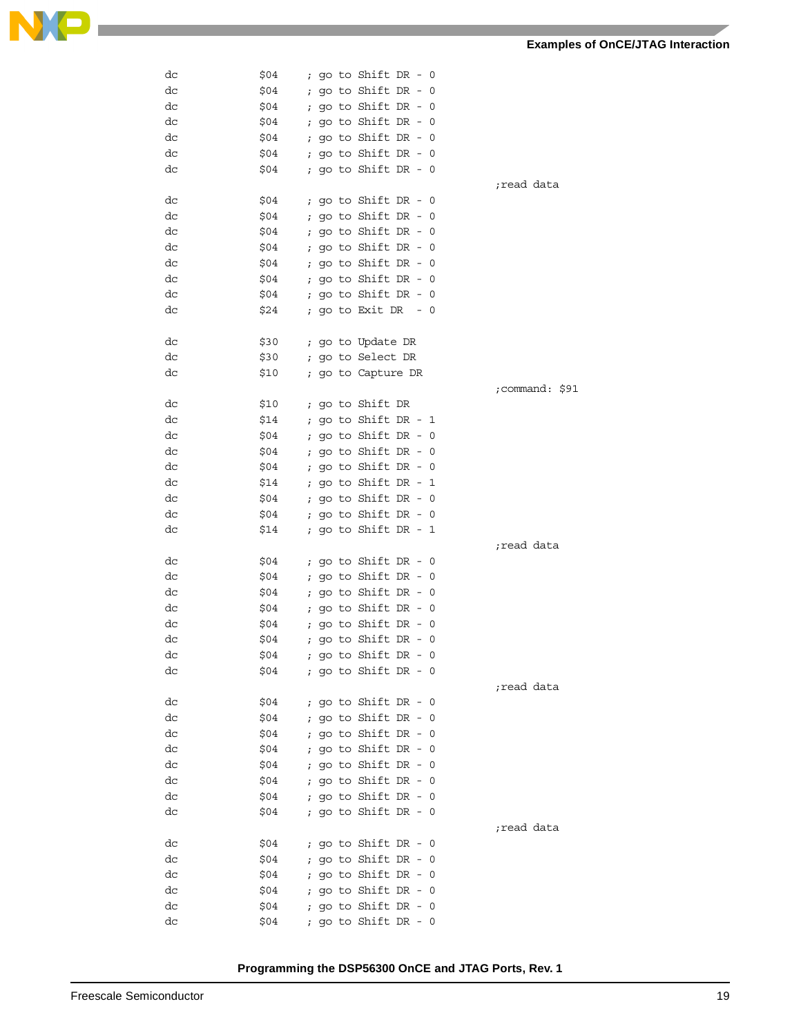```
        dc          $04     ; go to Shift DR - 0
        dc          $04     ; go to Shift DR - 0
        dc          $04     ; go to Shift DR - 0
        dc          $04     ; go to Shift DR - 0
        dc          $04     ; go to Shift DR - 0
        dc          $04     ; go to Shift DR - 0
        dc          $04     ; go to Shift DR - 0
                                                        ;read data
        dc          $04     ; go to Shift DR - 0
        dc          $04     ; go to Shift DR - 0
        dc          $04     ; go to Shift DR - 0
        dc          $04     ; go to Shift DR - 0
        dc          $04     ; go to Shift DR - 0
        dc          $04     ; go to Shift DR - 0
        dc          $04     ; go to Shift DR - 0
        dc          $24     ; go to Exit DR  - 0

        dc          $30     ; go to Update DR
        dc          $30     ; go to Select DR
        dc          $10     ; go to Capture DR
                                                        ;command: $91
        dc          $10     ; go to Shift DR
        dc          $14     ; go to Shift DR - 1
        dc          $04     ; go to Shift DR - 0
        dc          $04     ; go to Shift DR - 0
        dc          $04     ; go to Shift DR - 0
        dc          $14     ; go to Shift DR - 1
        dc          $04     ; go to Shift DR - 0
        dc          $04     ; go to Shift DR - 0
        dc          $14     ; go to Shift DR - 1
                                                        ;read data
        dc          $04     ; go to Shift DR - 0
        dc          $04     ; go to Shift DR - 0
        dc          $04     ; go to Shift DR - 0
        dc          $04     ; go to Shift DR - 0
        dc          $04     ; go to Shift DR - 0
        dc          $04     ; go to Shift DR - 0
        dc          $04     ; go to Shift DR - 0
        dc          $04     ; go to Shift DR - 0
                                                        ;read data
        dc          $04     ; go to Shift DR - 0
        dc          $04     ; go to Shift DR - 0
        dc          $04     ; go to Shift DR - 0
        dc          $04     ; go to Shift DR - 0
        dc          $04     ; go to Shift DR - 0
        dc          $04     ; go to Shift DR - 0
        dc          $04     ; go to Shift DR - 0
        dc          $04     ; go to Shift DR - 0
                                                        ;read data
        dc          $04     ; go to Shift DR - 0
        dc          $04     ; go to Shift DR - 0
        dc          $04     ; go to Shift DR - 0
        dc          $04     ; go to Shift DR - 0
        dc          $04     ; go to Shift DR - 0
        dc          $04     ; go to Shift DR - 0
```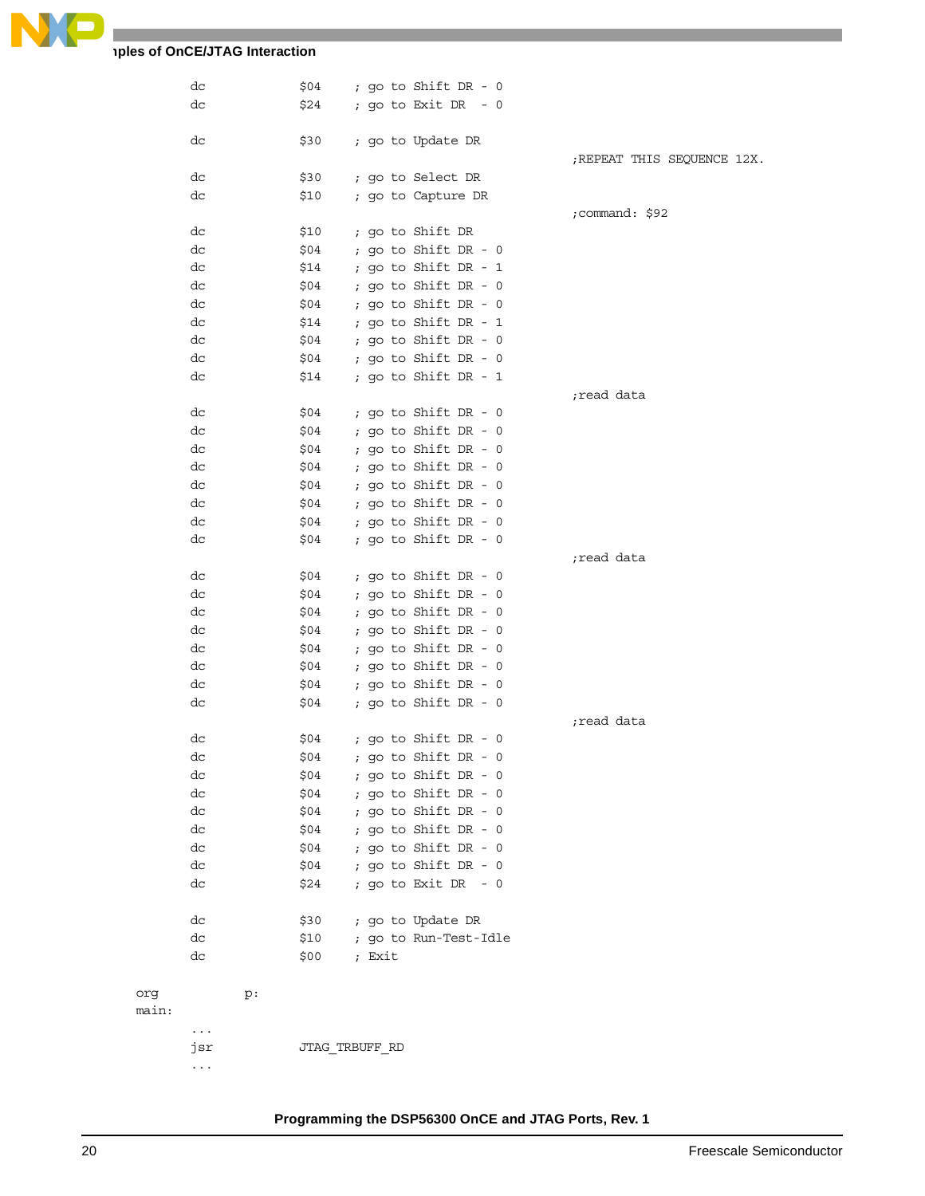```
        dc          $04     ; go to Shift DR - 0
        dc          $24     ; go to Exit DR  - 0

        dc          $30     ; go to Update DR
                                                        ;REPEAT THIS SEQUENCE 12X.
        dc          $30     ; go to Select DR
        dc          $10     ; go to Capture DR
                                                        ;command: $92
        dc          $10     ; go to Shift DR
        dc          $04     ; go to Shift DR - 0
        dc          $14     ; go to Shift DR - 1
        dc          $04     ; go to Shift DR - 0
        dc          $04     ; go to Shift DR - 0
        dc          $14     ; go to Shift DR - 1
        dc          $04     ; go to Shift DR - 0
        dc          $04     ; go to Shift DR - 0
        dc          $14     ; go to Shift DR - 1
                                                        ;read data
        dc          $04     ; go to Shift DR - 0
        dc          $04     ; go to Shift DR - 0
        dc          $04     ; go to Shift DR - 0
        dc          $04     ; go to Shift DR - 0
        dc          $04     ; go to Shift DR - 0
        dc          $04     ; go to Shift DR - 0
        dc          $04     ; go to Shift DR - 0
        dc          $04     ; go to Shift DR - 0
                                                        ;read data
        dc          $04     ; go to Shift DR - 0
        dc          $04     ; go to Shift DR - 0
        dc          $04     ; go to Shift DR - 0
        dc          $04     ; go to Shift DR - 0
        dc          $04     ; go to Shift DR - 0
        dc          $04     ; go to Shift DR - 0
        dc          $04     ; go to Shift DR - 0
        dc          $04     ; go to Shift DR - 0
                                                        ;read data
        dc          $04     ; go to Shift DR - 0
        dc          $04     ; go to Shift DR - 0
        dc          $04     ; go to Shift DR - 0
        dc          $04     ; go to Shift DR - 0
        dc          $04     ; go to Shift DR - 0
        dc          $04     ; go to Shift DR - 0
        dc          $04     ; go to Shift DR - 0
        dc          $04     ; go to Shift DR - 0
        dc          $24     ; go to Exit DR  - 0

        dc          $30     ; go to Update DR
        dc          $10     ; go to Run-Test-Idle
        dc          $00     ; Exit

org         p:
main:
        ...
        jsr         JTAG_TRBUFF_RD
        ...
```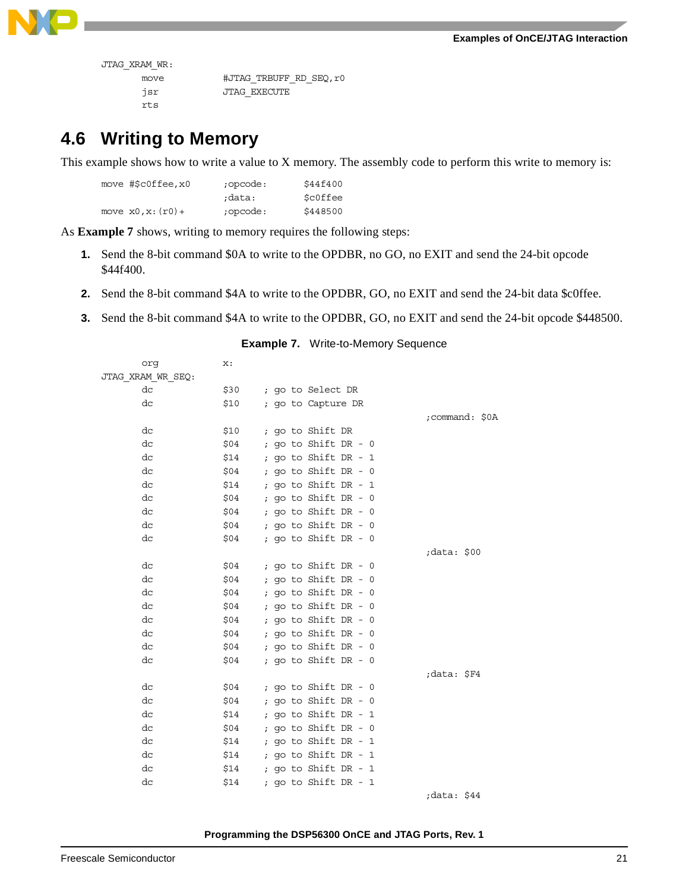```
JTAG_XRAM_WR:
        move            #JTAG_TRBUFF_RD_SEQ,r0
        jsr             JTAG_EXECUTE
        rts
```

## 4.6 Writing to Memory

This example shows how to write a value to X memory. The assembly code to perform this write to memory is:

```
move #$c0ffee,x0        ;opcode:        $44f400
                        ;data:          $c0ffee
move x0,x:(r0)+         ;opcode:        $448500
```

As **Example 7** shows, writing to memory requires the following steps:

1. Send the 8-bit command $0A to write to the OPDBR, no GO, no EXIT and send the 24-bit opcode $44f400.
2. Send the 8-bit command $4A to write to the OPDBR, GO, no EXIT and send the 24-bit data $c0ffee.
3. Send the 8-bit command $4A to write to the OPDBR, GO, no EXIT and send the 24-bit opcode $448500.

**Example 7.** Write-to-Memory Sequence

```
        org             x:
JTAG_XRAM_WR_SEQ:
        dc              $30     ; go to Select DR
        dc              $10     ; go to Capture DR
                                                                ;command: $0A
        dc              $10     ; go to Shift DR
        dc              $04     ; go to Shift DR - 0
        dc              $14     ; go to Shift DR - 1
        dc              $04     ; go to Shift DR - 0
        dc              $14     ; go to Shift DR - 1
        dc              $04     ; go to Shift DR - 0
        dc              $04     ; go to Shift DR - 0
        dc              $04     ; go to Shift DR - 0
        dc              $04     ; go to Shift DR - 0
                                                                ;data: $00
        dc              $04     ; go to Shift DR - 0
        dc              $04     ; go to Shift DR - 0
        dc              $04     ; go to Shift DR - 0
        dc              $04     ; go to Shift DR - 0
        dc              $04     ; go to Shift DR - 0
        dc              $04     ; go to Shift DR - 0
        dc              $04     ; go to Shift DR - 0
        dc              $04     ; go to Shift DR - 0
                                                                ;data: $F4
        dc              $04     ; go to Shift DR - 0
        dc              $04     ; go to Shift DR - 0
        dc              $14     ; go to Shift DR - 1
        dc              $04     ; go to Shift DR - 0
        dc              $14     ; go to Shift DR - 1
        dc              $14     ; go to Shift DR - 1
        dc              $14     ; go to Shift DR - 1
        dc              $14     ; go to Shift DR - 1
                                                                ;data: $44
```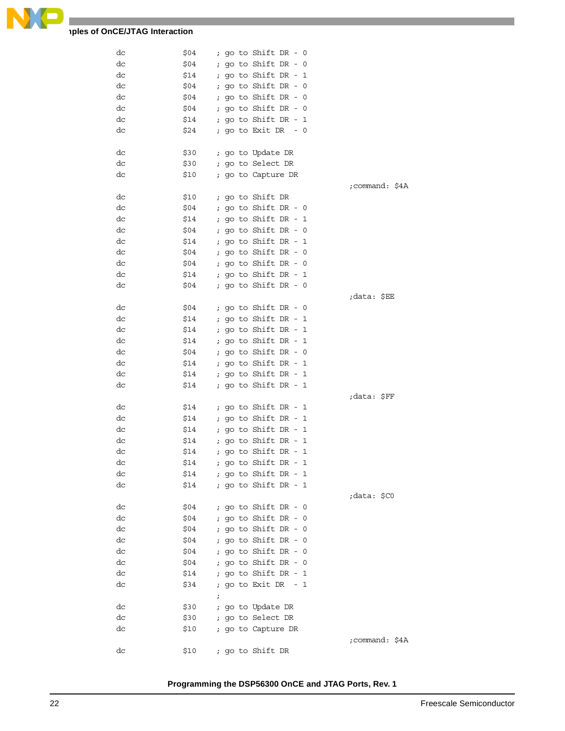```
dc          $04     ; go to Shift DR - 0
dc          $04     ; go to Shift DR - 0
dc          $14     ; go to Shift DR - 1
dc          $04     ; go to Shift DR - 0
dc          $04     ; go to Shift DR - 0
dc          $04     ; go to Shift DR - 0
dc          $14     ; go to Shift DR - 1
dc          $24     ; go to Exit DR  - 0

dc          $30     ; go to Update DR
dc          $30     ; go to Select DR
dc          $10     ; go to Capture DR
                                                ;command: $4A
dc          $10     ; go to Shift DR
dc          $04     ; go to Shift DR - 0
dc          $14     ; go to Shift DR - 1
dc          $04     ; go to Shift DR - 0
dc          $14     ; go to Shift DR - 1
dc          $04     ; go to Shift DR - 0
dc          $04     ; go to Shift DR - 0
dc          $14     ; go to Shift DR - 1
dc          $04     ; go to Shift DR - 0
                                                ;data: $EE
dc          $04     ; go to Shift DR - 0
dc          $14     ; go to Shift DR - 1
dc          $14     ; go to Shift DR - 1
dc          $14     ; go to Shift DR - 1
dc          $04     ; go to Shift DR - 0
dc          $14     ; go to Shift DR - 1
dc          $14     ; go to Shift DR - 1
dc          $14     ; go to Shift DR - 1
                                                ;data: $FF
dc          $14     ; go to Shift DR - 1
dc          $14     ; go to Shift DR - 1
dc          $14     ; go to Shift DR - 1
dc          $14     ; go to Shift DR - 1
dc          $14     ; go to Shift DR - 1
dc          $14     ; go to Shift DR - 1
dc          $14     ; go to Shift DR - 1
dc          $14     ; go to Shift DR - 1
                                                ;data: $C0
dc          $04     ; go to Shift DR - 0
dc          $04     ; go to Shift DR - 0
dc          $04     ; go to Shift DR - 0
dc          $04     ; go to Shift DR - 0
dc          $04     ; go to Shift DR - 0
dc          $04     ; go to Shift DR - 0
dc          $14     ; go to Shift DR - 1
dc          $34     ; go to Exit DR  - 1
                    ;
dc          $30     ; go to Update DR
dc          $30     ; go to Select DR
dc          $10     ; go to Capture DR
                                                ;command: $4A
dc          $10     ; go to Shift DR
```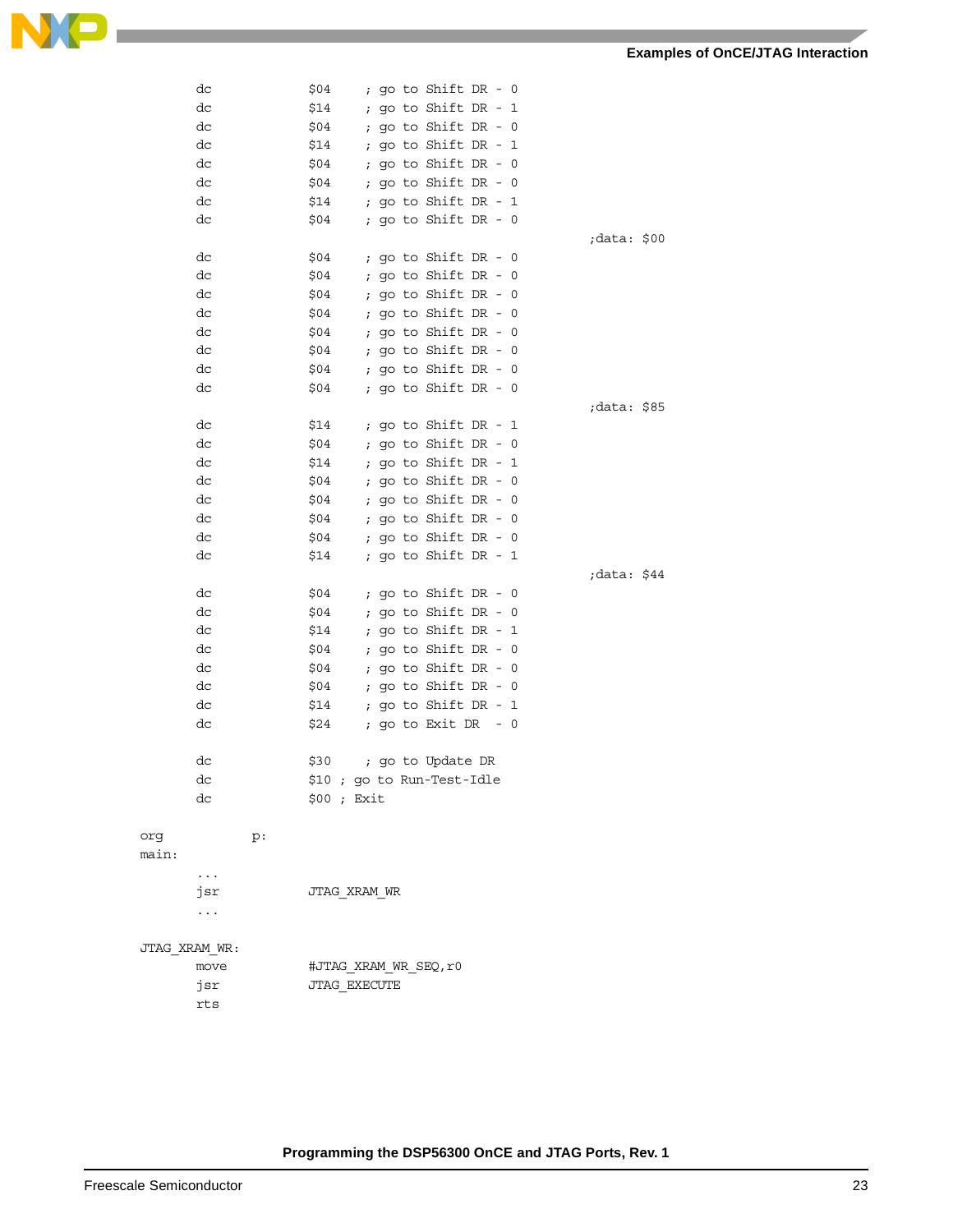```
        dc              $04     ; go to Shift DR - 0
        dc              $14     ; go to Shift DR - 1
        dc              $04     ; go to Shift DR - 0
        dc              $14     ; go to Shift DR - 1
        dc              $04     ; go to Shift DR - 0
        dc              $04     ; go to Shift DR - 0
        dc              $14     ; go to Shift DR - 1
        dc              $04     ; go to Shift DR - 0
                                                          ;data: $00
        dc              $04     ; go to Shift DR - 0
        dc              $04     ; go to Shift DR - 0
        dc              $04     ; go to Shift DR - 0
        dc              $04     ; go to Shift DR - 0
        dc              $04     ; go to Shift DR - 0
        dc              $04     ; go to Shift DR - 0
        dc              $04     ; go to Shift DR - 0
        dc              $04     ; go to Shift DR - 0
                                                          ;data: $85
        dc              $14     ; go to Shift DR - 1
        dc              $04     ; go to Shift DR - 0
        dc              $14     ; go to Shift DR - 1
        dc              $04     ; go to Shift DR - 0
        dc              $04     ; go to Shift DR - 0
        dc              $04     ; go to Shift DR - 0
        dc              $04     ; go to Shift DR - 0
        dc              $14     ; go to Shift DR - 1
                                                          ;data: $44
        dc              $04     ; go to Shift DR - 0
        dc              $04     ; go to Shift DR - 0
        dc              $14     ; go to Shift DR - 1
        dc              $04     ; go to Shift DR - 0
        dc              $04     ; go to Shift DR - 0
        dc              $04     ; go to Shift DR - 0
        dc              $14     ; go to Shift DR - 1
        dc              $24     ; go to Exit DR  - 0

        dc              $30     ; go to Update DR
        dc              $10 ; go to Run-Test-Idle
        dc              $00 ; Exit

org         p:
main:
        ...
        jsr             JTAG_XRAM_WR
        ...

JTAG_XRAM_WR:
        move            #JTAG_XRAM_WR_SEQ,r0
        jsr             JTAG_EXECUTE
        rts
```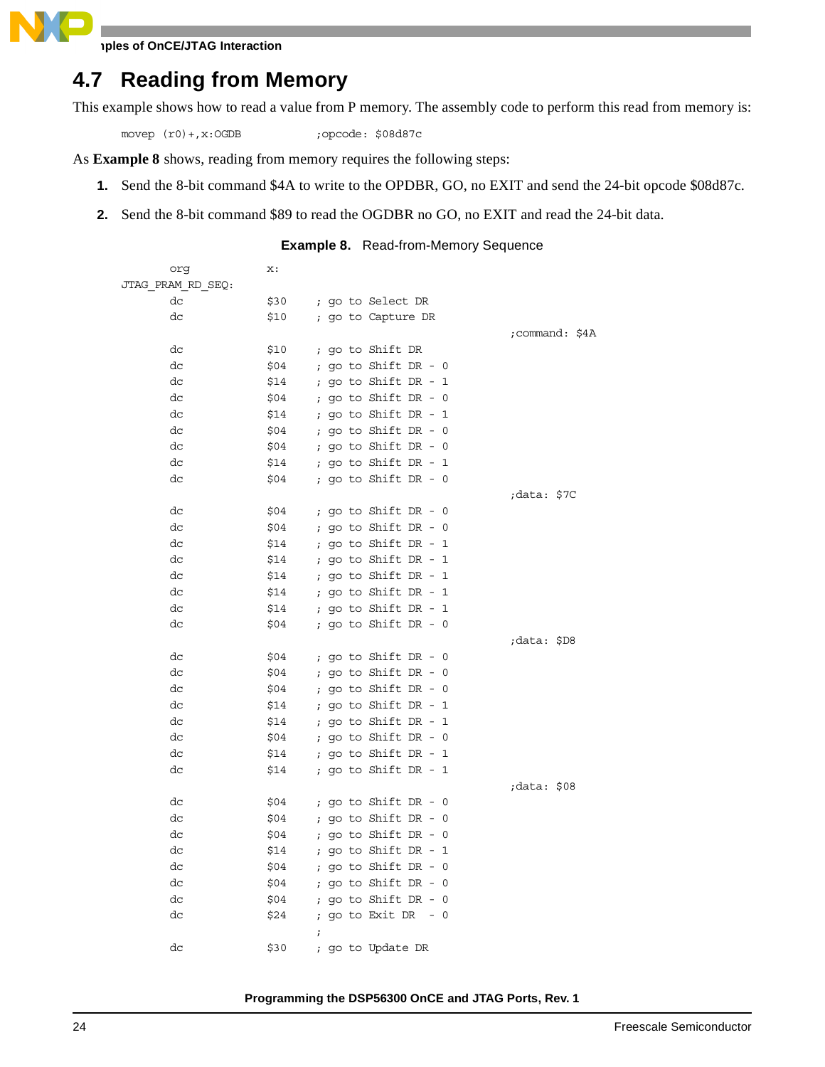## 4.7 Reading from Memory

This example shows how to read a value from P memory. The assembly code to perform this read from memory is:

```
movep (r0)+,x:OGDB          ;opcode: $08d87c
```

As **Example 8** shows, reading from memory requires the following steps:

1. Send the 8-bit command $4A to write to the OPDBR, GO, no EXIT and send the 24-bit opcode $08d87c.
2. Send the 8-bit command $89 to read the OGDBR no GO, no EXIT and read the 24-bit data.

**Example 8.** Read-from-Memory Sequence

```
        org         x:
JTAG_PRAM_RD_SEQ:
        dc          $30     ; go to Select DR
        dc          $10     ; go to Capture DR
                                                    ;command: $4A
        dc          $10     ; go to Shift DR
        dc          $04     ; go to Shift DR - 0
        dc          $14     ; go to Shift DR - 1
        dc          $04     ; go to Shift DR - 0
        dc          $14     ; go to Shift DR - 1
        dc          $04     ; go to Shift DR - 0
        dc          $04     ; go to Shift DR - 0
        dc          $14     ; go to Shift DR - 1
        dc          $04     ; go to Shift DR - 0
                                                    ;data: $7C
        dc          $04     ; go to Shift DR - 0
        dc          $04     ; go to Shift DR - 0
        dc          $14     ; go to Shift DR - 1
        dc          $14     ; go to Shift DR - 1
        dc          $14     ; go to Shift DR - 1
        dc          $14     ; go to Shift DR - 1
        dc          $14     ; go to Shift DR - 1
        dc          $04     ; go to Shift DR - 0
                                                    ;data: $D8
        dc          $04     ; go to Shift DR - 0
        dc          $04     ; go to Shift DR - 0
        dc          $04     ; go to Shift DR - 0
        dc          $14     ; go to Shift DR - 1
        dc          $14     ; go to Shift DR - 1
        dc          $04     ; go to Shift DR - 0
        dc          $14     ; go to Shift DR - 1
        dc          $14     ; go to Shift DR - 1
                                                    ;data: $08
        dc          $04     ; go to Shift DR - 0
        dc          $04     ; go to Shift DR - 0
        dc          $04     ; go to Shift DR - 0
        dc          $14     ; go to Shift DR - 1
        dc          $04     ; go to Shift DR - 0
        dc          $04     ; go to Shift DR - 0
        dc          $04     ; go to Shift DR - 0
        dc          $24     ; go to Exit DR  - 0
                            ;
        dc          $30     ; go to Update DR
```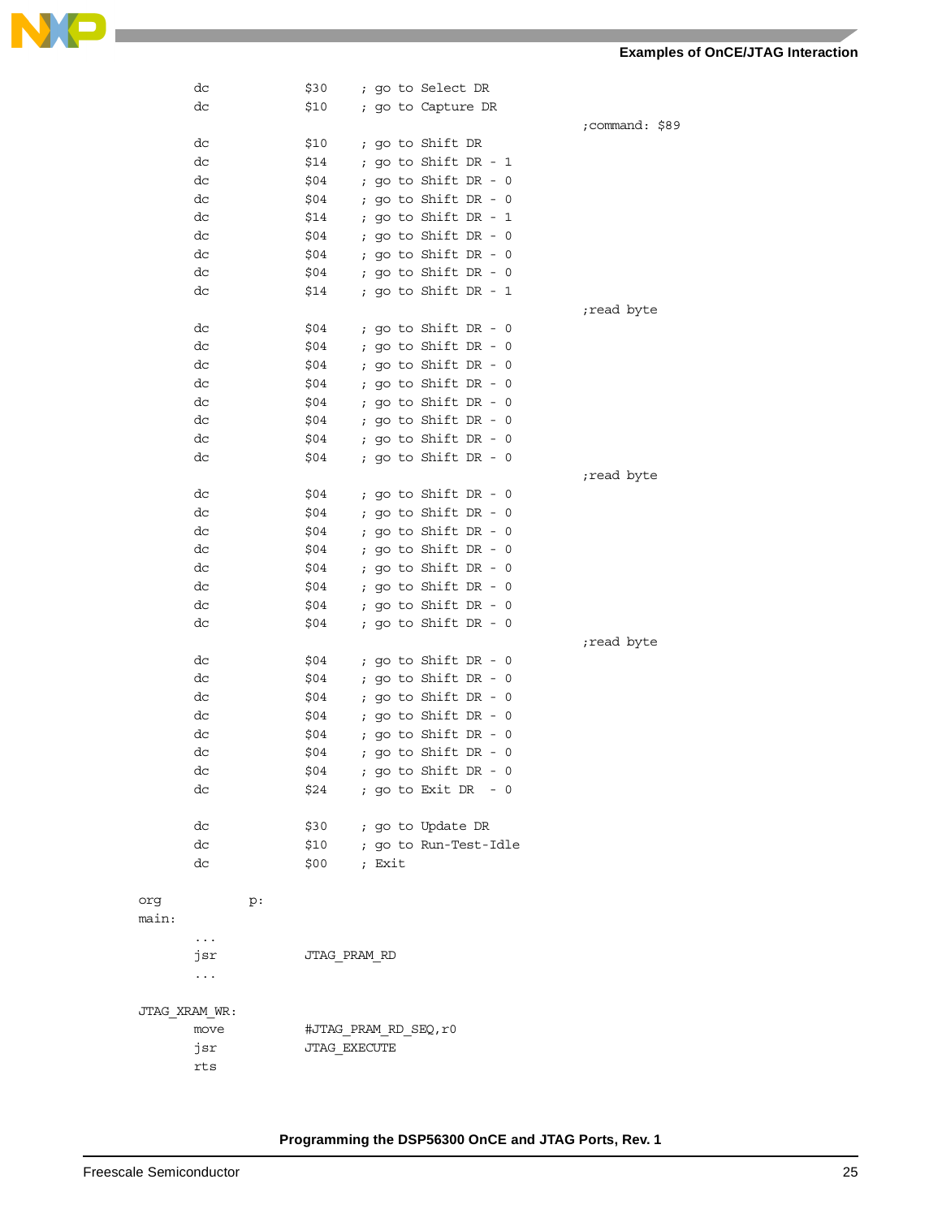```
        dc              $30     ; go to Select DR
        dc              $10     ; go to Capture DR
                                                        ;command: $89
        dc              $10     ; go to Shift DR
        dc              $14     ; go to Shift DR - 1
        dc              $04     ; go to Shift DR - 0
        dc              $04     ; go to Shift DR - 0
        dc              $14     ; go to Shift DR - 1
        dc              $04     ; go to Shift DR - 0
        dc              $04     ; go to Shift DR - 0
        dc              $04     ; go to Shift DR - 0
        dc              $14     ; go to Shift DR - 1
                                                        ;read byte
        dc              $04     ; go to Shift DR - 0
        dc              $04     ; go to Shift DR - 0
        dc              $04     ; go to Shift DR - 0
        dc              $04     ; go to Shift DR - 0
        dc              $04     ; go to Shift DR - 0
        dc              $04     ; go to Shift DR - 0
        dc              $04     ; go to Shift DR - 0
        dc              $04     ; go to Shift DR - 0
                                                        ;read byte
        dc              $04     ; go to Shift DR - 0
        dc              $04     ; go to Shift DR - 0
        dc              $04     ; go to Shift DR - 0
        dc              $04     ; go to Shift DR - 0
        dc              $04     ; go to Shift DR - 0
        dc              $04     ; go to Shift DR - 0
        dc              $04     ; go to Shift DR - 0
        dc              $04     ; go to Shift DR - 0
                                                        ;read byte
        dc              $04     ; go to Shift DR - 0
        dc              $04     ; go to Shift DR - 0
        dc              $04     ; go to Shift DR - 0
        dc              $04     ; go to Shift DR - 0
        dc              $04     ; go to Shift DR - 0
        dc              $04     ; go to Shift DR - 0
        dc              $04     ; go to Shift DR - 0
        dc              $24     ; go to Exit DR  - 0

        dc              $30     ; go to Update DR
        dc              $10     ; go to Run-Test-Idle
        dc              $00     ; Exit

org             p:
main:
        ...
        jsr             JTAG_PRAM_RD
        ...

JTAG_XRAM_WR:
        move            #JTAG_PRAM_RD_SEQ,r0
        jsr             JTAG_EXECUTE
        rts
```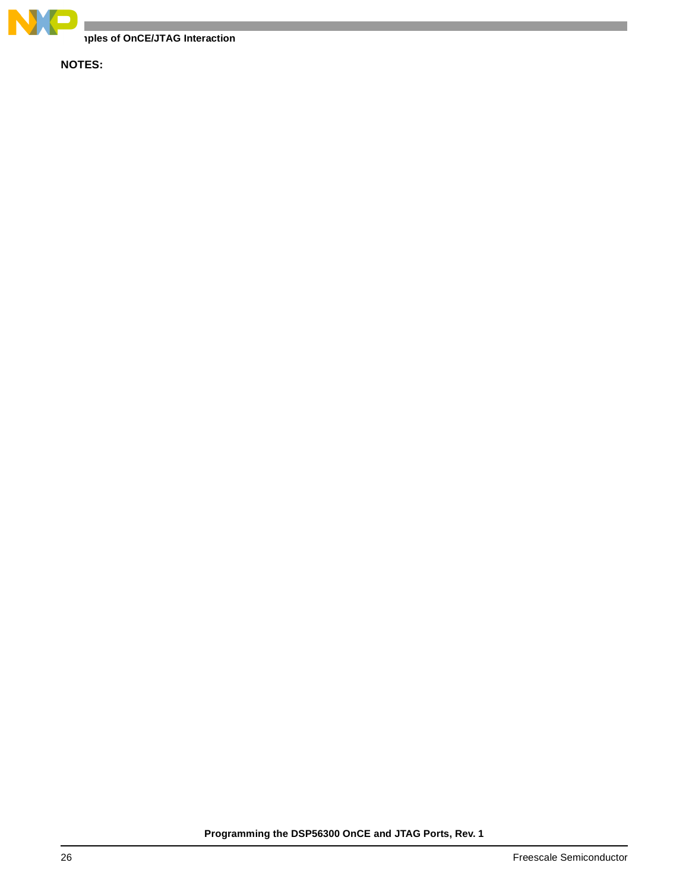**NOTES:**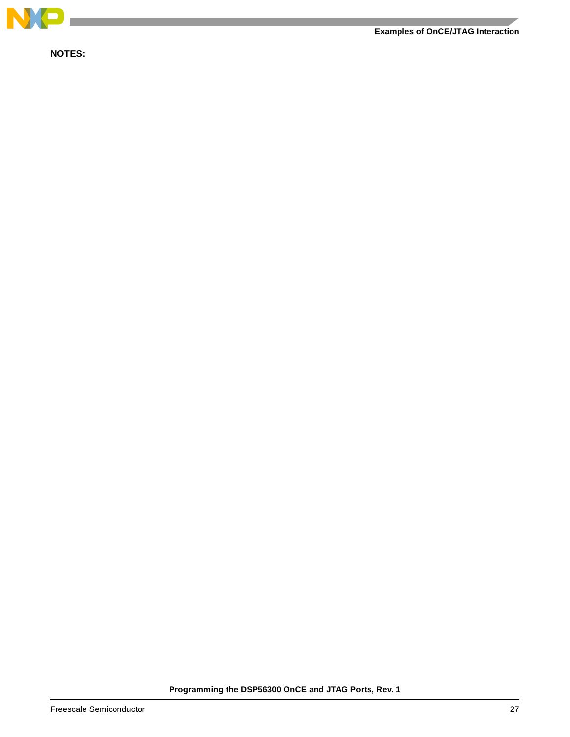**NOTES:**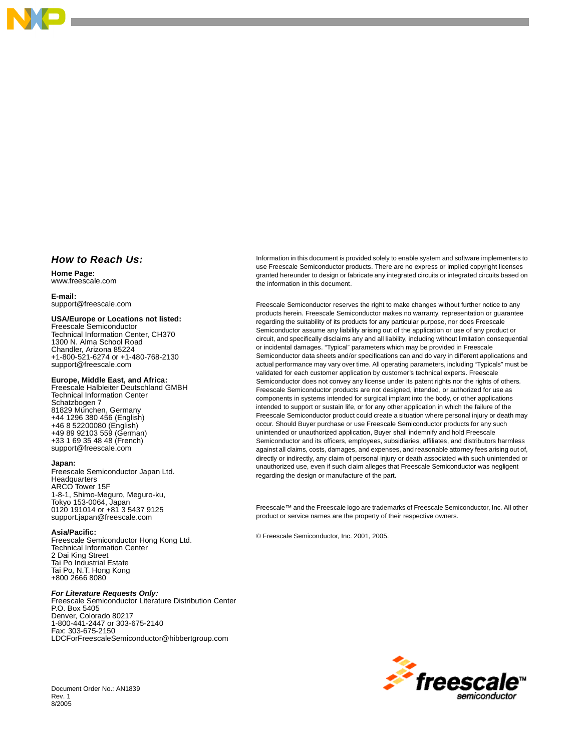## *How to Reach Us:*

**Home Page:**
www.freescale.com

**E-mail:**
support@freescale.com

**USA/Europe or Locations not listed:**
Freescale Semiconductor
Technical Information Center, CH370
1300 N. Alma School Road
Chandler, Arizona 85224
+1-800-521-6274 or +1-480-768-2130
support@freescale.com

**Europe, Middle East, and Africa:**
Freescale Halbleiter Deutschland GMBH
Technical Information Center
Schatzbogen 7
81829 München, Germany
+44 1296 380 456 (English)
+46 8 52200080 (English)
+49 89 92103 559 (German)
+33 1 69 35 48 48 (French)
support@freescale.com

**Japan:**
Freescale Semiconductor Japan Ltd.
Headquarters
ARCO Tower 15F
1-8-1, Shimo-Meguro, Meguro-ku,
Tokyo 153-0064, Japan
0120 191014 or +81 3 5437 9125
support.japan@freescale.com

**Asia/Pacific:**
Freescale Semiconductor Hong Kong Ltd.
Technical Information Center
2 Dai King Street
Tai Po Industrial Estate
Tai Po, N.T. Hong Kong
+800 2666 8080

***For Literature Requests Only:***
Freescale Semiconductor Literature Distribution Center
P.O. Box 5405
Denver, Colorado 80217
1-800-441-2447 or 303-675-2140
Fax: 303-675-2150
LDCForFreescaleSemiconductor@hibbertgroup.com

Information in this document is provided solely to enable system and software implementers to use Freescale Semiconductor products. There are no express or implied copyright licenses granted hereunder to design or fabricate any integrated circuits or integrated circuits based on the information in this document.

Freescale Semiconductor reserves the right to make changes without further notice to any products herein. Freescale Semiconductor makes no warranty, representation or guarantee regarding the suitability of its products for any particular purpose, nor does Freescale Semiconductor assume any liability arising out of the application or use of any product or circuit, and specifically disclaims any and all liability, including without limitation consequential or incidental damages. "Typical" parameters which may be provided in Freescale Semiconductor data sheets and/or specifications can and do vary in different applications and actual performance may vary over time. All operating parameters, including "Typicals" must be validated for each customer application by customer's technical experts. Freescale Semiconductor does not convey any license under its patent rights nor the rights of others. Freescale Semiconductor products are not designed, intended, or authorized for use as components in systems intended for surgical implant into the body, or other applications intended to support or sustain life, or for any other application in which the failure of the Freescale Semiconductor product could create a situation where personal injury or death may occur. Should Buyer purchase or use Freescale Semiconductor products for any such unintended or unauthorized application, Buyer shall indemnify and hold Freescale Semiconductor and its officers, employees, subsidiaries, affiliates, and distributors harmless against all claims, costs, damages, and expenses, and reasonable attorney fees arising out of, directly or indirectly, any claim of personal injury or death associated with such unintended or unauthorized use, even if such claim alleges that Freescale Semiconductor was negligent regarding the design or manufacture of the part.

Freescale™ and the Freescale logo are trademarks of Freescale Semiconductor, Inc. All other product or service names are the property of their respective owners.

© Freescale Semiconductor, Inc. 2001, 2005.

Document Order No.: AN1839
Rev. 1
8/2005